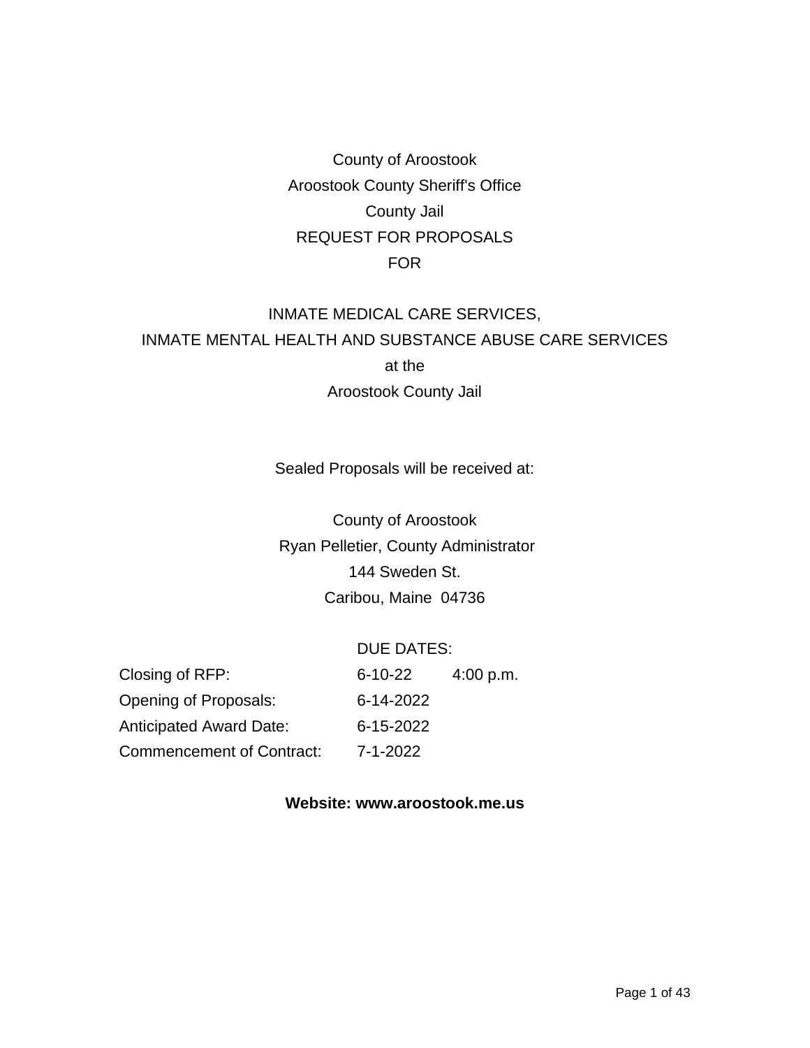County of Aroostook

Aroostook County Sheriff's Office

County Jail

REQUEST FOR PROPOSALS

FOR

# INMATE MEDICAL CARE SERVICES,
# INMATE MENTAL HEALTH AND SUBSTANCE ABUSE CARE SERVICES
# at the
# Aroostook County Jail

Sealed Proposals will be received at:

County of Aroostook

Ryan Pelletier, County Administrator

144 Sweden St.

Caribou, Maine 04736

DUE DATES:

| | | |
|---|---|---|
| Closing of RFP: | 6-10-22 | 4:00 p.m. |
| Opening of Proposals: | 6-14-2022 | |
| Anticipated Award Date: | 6-15-2022 | |
| Commencement of Contract: | 7-1-2022 | |

**Website: www.aroostook.me.us**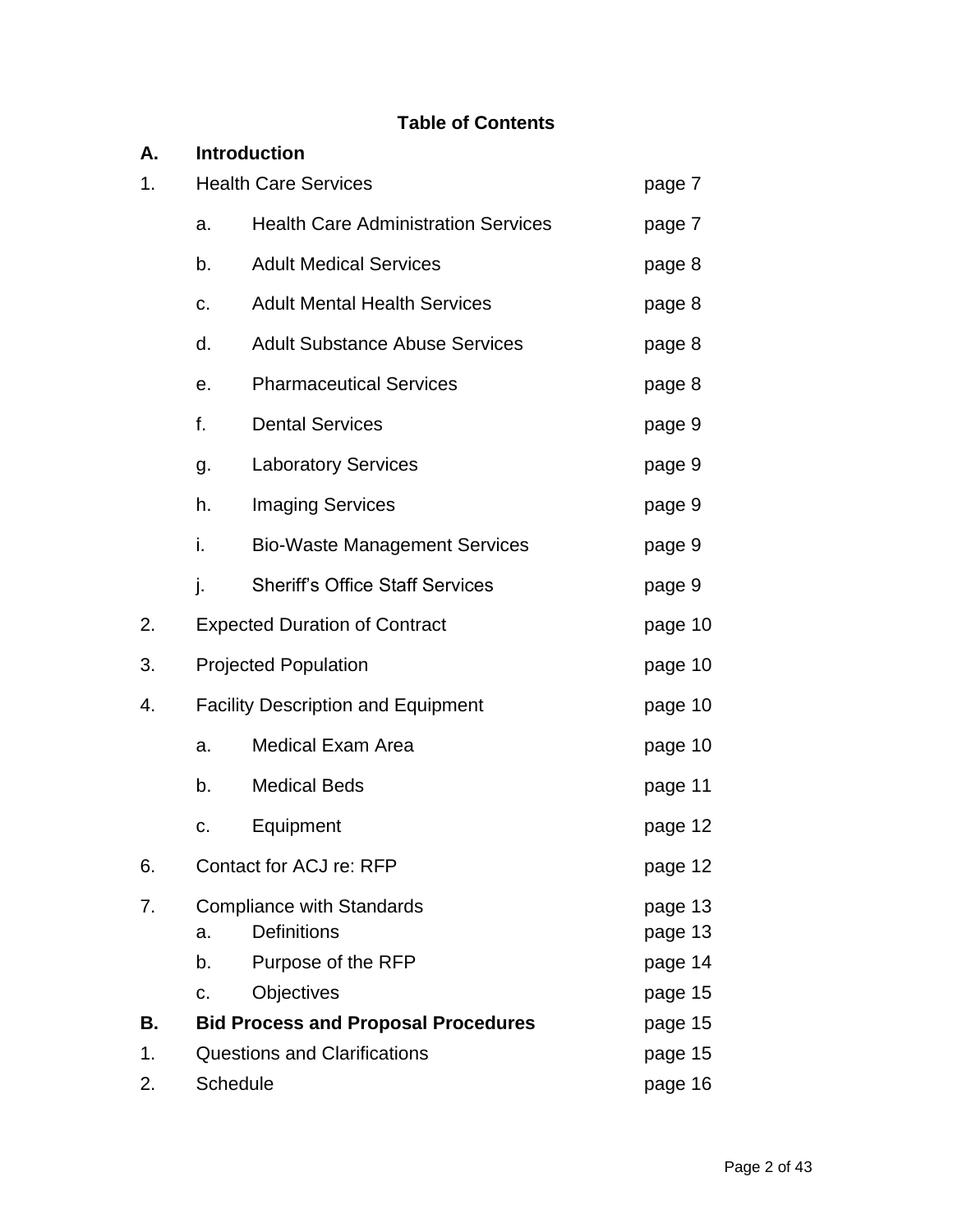**Table of Contents**

| | | | |
|---|---|---|---|
| **A.** | **Introduction** | | |
| 1. | Health Care Services | | page 7 |
| | a. | Health Care Administration Services | page 7 |
| | b. | Adult Medical Services | page 8 |
| | c. | Adult Mental Health Services | page 8 |
| | d. | Adult Substance Abuse Services | page 8 |
| | e. | Pharmaceutical Services | page 8 |
| | f. | Dental Services | page 9 |
| | g. | Laboratory Services | page 9 |
| | h. | Imaging Services | page 9 |
| | i. | Bio-Waste Management Services | page 9 |
| | j. | Sheriff's Office Staff Services | page 9 |
| 2. | Expected Duration of Contract | | page 10 |
| 3. | Projected Population | | page 10 |
| 4. | Facility Description and Equipment | | page 10 |
| | a. | Medical Exam Area | page 10 |
| | b. | Medical Beds | page 11 |
| | c. | Equipment | page 12 |
| 6. | Contact for ACJ re: RFP | | page 12 |
| 7. | Compliance with Standards | | page 13 |
| | a. | Definitions | page 13 |
| | b. | Purpose of the RFP | page 14 |
| | c. | Objectives | page 15 |
| **B.** | **Bid Process and Proposal Procedures** | | page 15 |
| 1. | Questions and Clarifications | | page 15 |
| 2. | Schedule | | page 16 |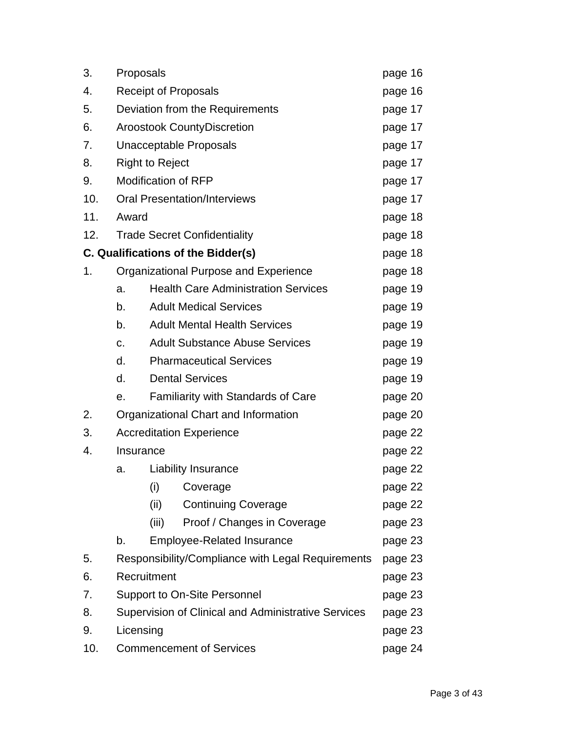| | | | | |
|---|---|---|---|---|
| 3. | Proposals | | | page 16 |
| 4. | Receipt of Proposals | | | page 16 |
| 5. | Deviation from the Requirements | | | page 17 |
| 6. | Aroostook CountyDiscretion | | | page 17 |
| 7. | Unacceptable Proposals | | | page 17 |
| 8. | Right to Reject | | | page 17 |
| 9. | Modification of RFP | | | page 17 |
| 10. | Oral Presentation/Interviews | | | page 17 |
| 11. | Award | | | page 18 |
| 12. | Trade Secret Confidentiality | | | page 18 |
| **C. Qualifications of the Bidder(s)** | | | | page 18 |
| 1. | Organizational Purpose and Experience | | | page 18 |
| | a. | Health Care Administration Services | | page 19 |
| | b. | Adult Medical Services | | page 19 |
| | b. | Adult Mental Health Services | | page 19 |
| | c. | Adult Substance Abuse Services | | page 19 |
| | d. | Pharmaceutical Services | | page 19 |
| | d. | Dental Services | | page 19 |
| | e. | Familiarity with Standards of Care | | page 20 |
| 2. | Organizational Chart and Information | | | page 20 |
| 3. | Accreditation Experience | | | page 22 |
| 4. | Insurance | | | page 22 |
| | a. | Liability Insurance | | page 22 |
| | | (i) | Coverage | page 22 |
| | | (ii) | Continuing Coverage | page 22 |
| | | (iii) | Proof / Changes in Coverage | page 23 |
| | b. | Employee-Related Insurance | | page 23 |
| 5. | Responsibility/Compliance with Legal Requirements | | | page 23 |
| 6. | Recruitment | | | page 23 |
| 7. | Support to On-Site Personnel | | | page 23 |
| 8. | Supervision of Clinical and Administrative Services | | | page 23 |
| 9. | Licensing | | | page 23 |
| 10. | Commencement of Services | | | page 24 |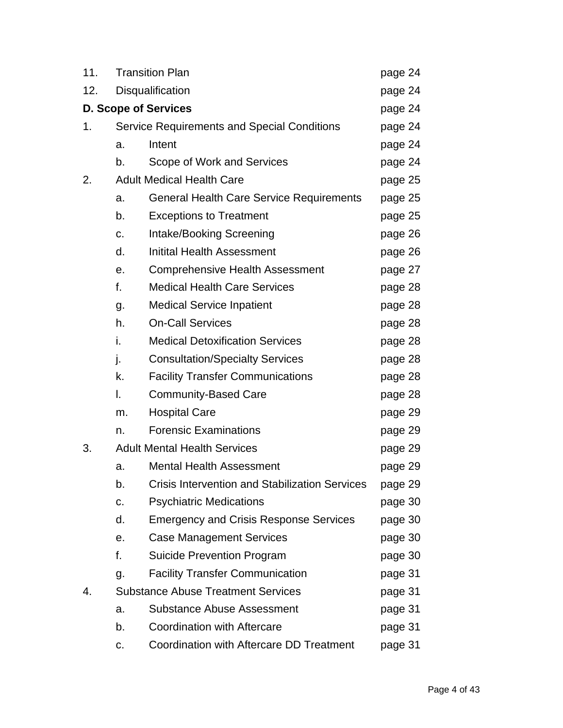| | | | |
|---|---|---|---|
| 11. | Transition Plan | | page 24 |
| 12. | Disqualification | | page 24 |
| **D. Scope of Services** | | | page 24 |
| 1. | Service Requirements and Special Conditions | | page 24 |
| | a. | Intent | page 24 |
| | b. | Scope of Work and Services | page 24 |
| 2. | Adult Medical Health Care | | page 25 |
| | a. | General Health Care Service Requirements | page 25 |
| | b. | Exceptions to Treatment | page 25 |
| | c. | Intake/Booking Screening | page 26 |
| | d. | Initital Health Assessment | page 26 |
| | e. | Comprehensive Health Assessment | page 27 |
| | f. | Medical Health Care Services | page 28 |
| | g. | Medical Service Inpatient | page 28 |
| | h. | On-Call Services | page 28 |
| | i. | Medical Detoxification Services | page 28 |
| | j. | Consultation/Specialty Services | page 28 |
| | k. | Facility Transfer Communications | page 28 |
| | l. | Community-Based Care | page 28 |
| | m. | Hospital Care | page 29 |
| | n. | Forensic Examinations | page 29 |
| 3. | Adult Mental Health Services | | page 29 |
| | a. | Mental Health Assessment | page 29 |
| | b. | Crisis Intervention and Stabilization Services | page 29 |
| | c. | Psychiatric Medications | page 30 |
| | d. | Emergency and Crisis Response Services | page 30 |
| | e. | Case Management Services | page 30 |
| | f. | Suicide Prevention Program | page 30 |
| | g. | Facility Transfer Communication | page 31 |
| 4. | Substance Abuse Treatment Services | | page 31 |
| | a. | Substance Abuse Assessment | page 31 |
| | b. | Coordination with Aftercare | page 31 |
| | c. | Coordination with Aftercare DD Treatment | page 31 |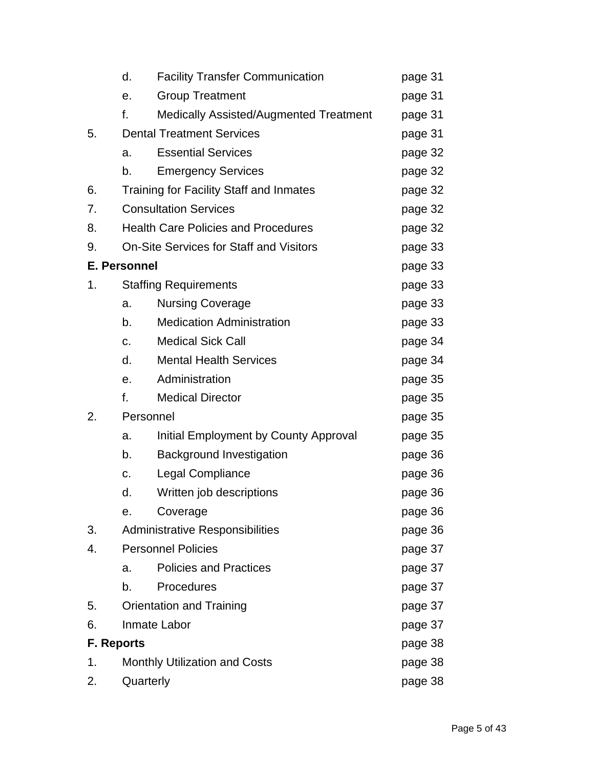| | | | |
|---|---|---|---|
| | d. | Facility Transfer Communication | page 31 |
| | e. | Group Treatment | page 31 |
| | f. | Medically Assisted/Augmented Treatment | page 31 |
| 5. | Dental Treatment Services | | page 31 |
| | a. | Essential Services | page 32 |
| | b. | Emergency Services | page 32 |
| 6. | Training for Facility Staff and Inmates | | page 32 |
| 7. | Consultation Services | | page 32 |
| 8. | Health Care Policies and Procedures | | page 32 |
| 9. | On-Site Services for Staff and Visitors | | page 33 |
| **E. Personnel** | | | page 33 |
| 1. | Staffing Requirements | | page 33 |
| | a. | Nursing Coverage | page 33 |
| | b. | Medication Administration | page 33 |
| | c. | Medical Sick Call | page 34 |
| | d. | Mental Health Services | page 34 |
| | e. | Administration | page 35 |
| | f. | Medical Director | page 35 |
| 2. | Personnel | | page 35 |
| | a. | Initial Employment by County Approval | page 35 |
| | b. | Background Investigation | page 36 |
| | c. | Legal Compliance | page 36 |
| | d. | Written job descriptions | page 36 |
| | e. | Coverage | page 36 |
| 3. | Administrative Responsibilities | | page 36 |
| 4. | Personnel Policies | | page 37 |
| | a. | Policies and Practices | page 37 |
| | b. | Procedures | page 37 |
| 5. | Orientation and Training | | page 37 |
| 6. | Inmate Labor | | page 37 |
| **F. Reports** | | | page 38 |
| 1. | Monthly Utilization and Costs | | page 38 |
| 2. | Quarterly | | page 38 |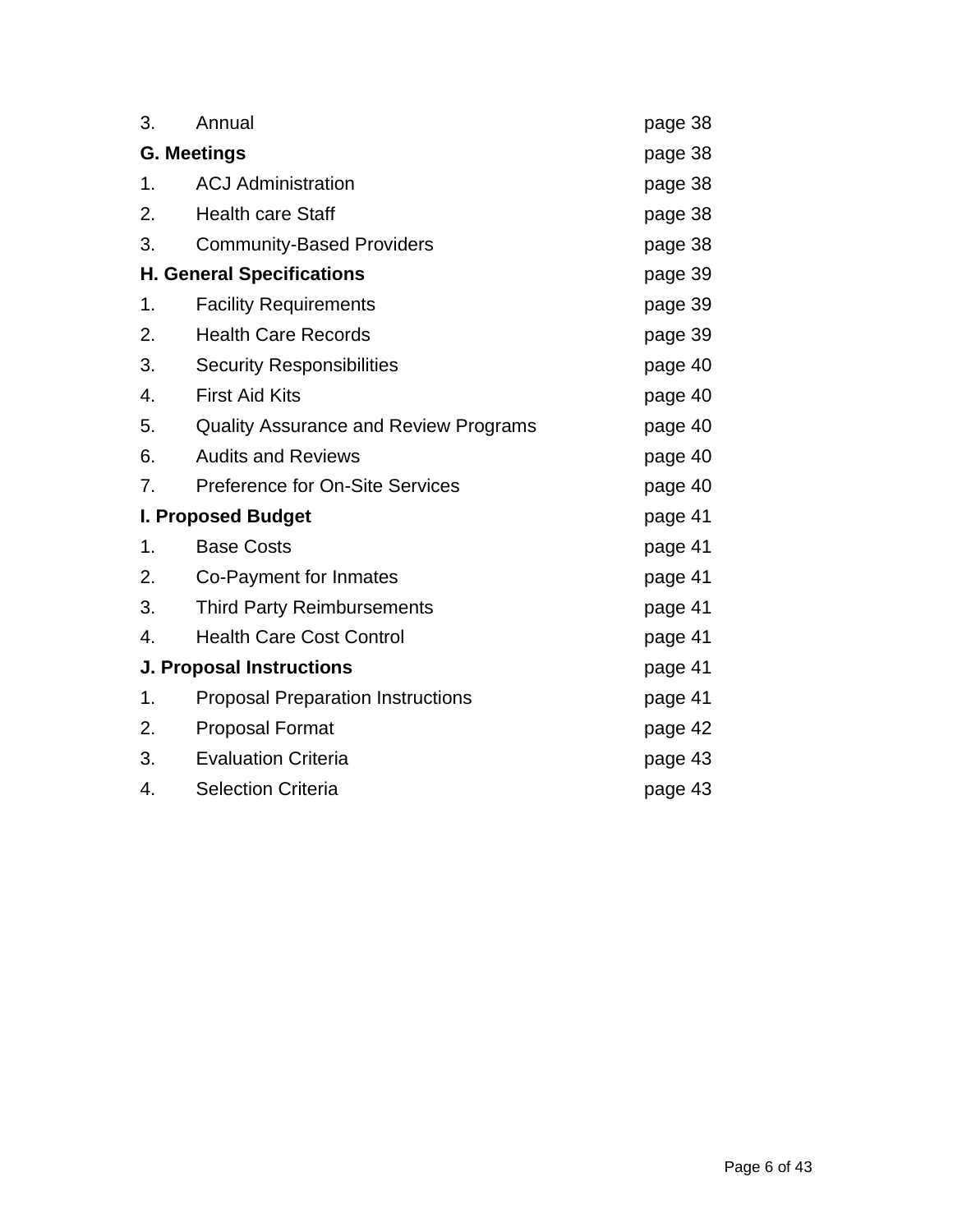| | | |
|---|---|---|
| 3. | Annual | page 38 |
| **G. Meetings** | | page 38 |
| 1. | ACJ Administration | page 38 |
| 2. | Health care Staff | page 38 |
| 3. | Community-Based Providers | page 38 |
| **H. General Specifications** | | page 39 |
| 1. | Facility Requirements | page 39 |
| 2. | Health Care Records | page 39 |
| 3. | Security Responsibilities | page 40 |
| 4. | First Aid Kits | page 40 |
| 5. | Quality Assurance and Review Programs | page 40 |
| 6. | Audits and Reviews | page 40 |
| 7. | Preference for On-Site Services | page 40 |
| **I. Proposed Budget** | | page 41 |
| 1. | Base Costs | page 41 |
| 2. | Co-Payment for Inmates | page 41 |
| 3. | Third Party Reimbursements | page 41 |
| 4. | Health Care Cost Control | page 41 |
| **J. Proposal Instructions** | | page 41 |
| 1. | Proposal Preparation Instructions | page 41 |
| 2. | Proposal Format | page 42 |
| 3. | Evaluation Criteria | page 43 |
| 4. | Selection Criteria | page 43 |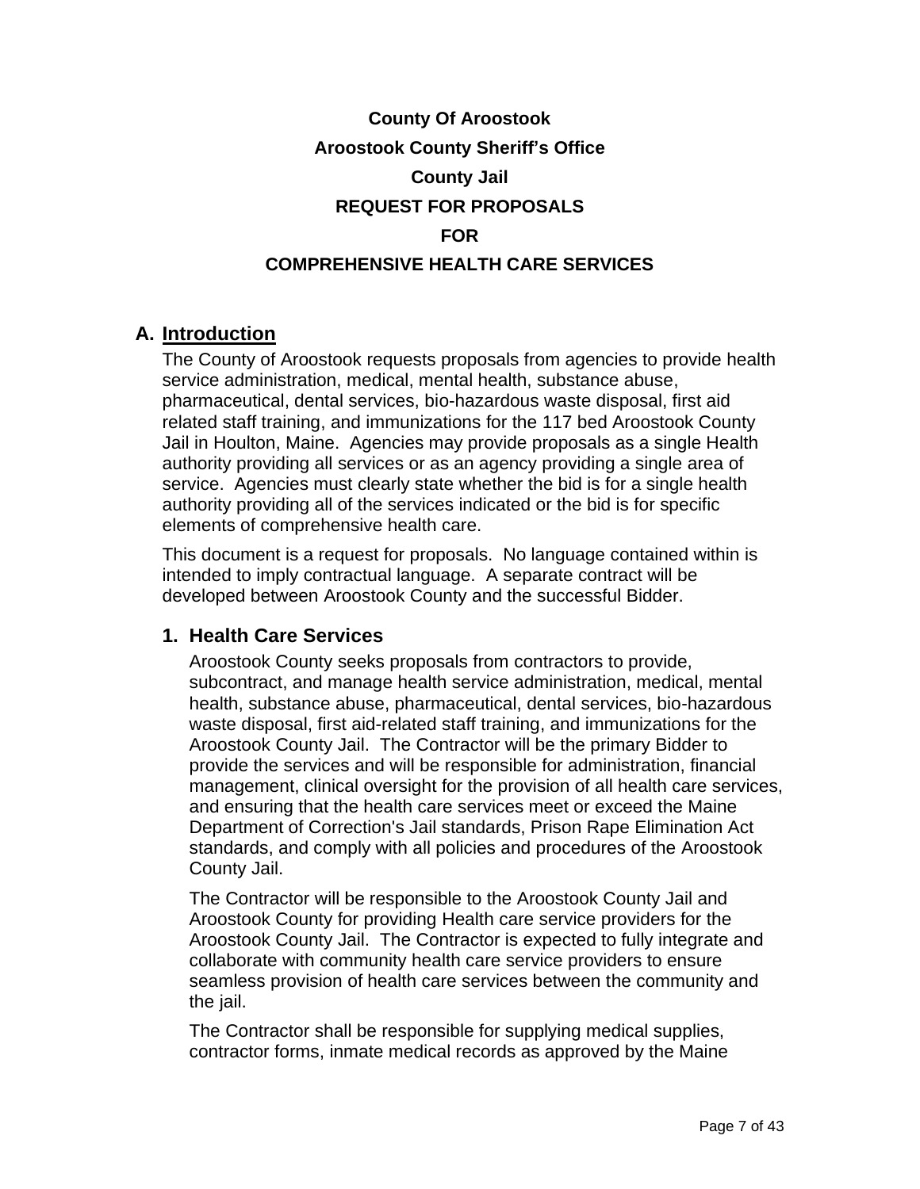**County Of Aroostook**

**Aroostook County Sheriff's Office**

**County Jail**

**REQUEST FOR PROPOSALS**

**FOR**

**COMPREHENSIVE HEALTH CARE SERVICES**

## A. Introduction

The County of Aroostook requests proposals from agencies to provide health service administration, medical, mental health, substance abuse, pharmaceutical, dental services, bio-hazardous waste disposal, first aid related staff training, and immunizations for the 117 bed Aroostook County Jail in Houlton, Maine. Agencies may provide proposals as a single Health authority providing all services or as an agency providing a single area of service. Agencies must clearly state whether the bid is for a single health authority providing all of the services indicated or the bid is for specific elements of comprehensive health care.

This document is a request for proposals. No language contained within is intended to imply contractual language. A separate contract will be developed between Aroostook County and the successful Bidder.

### 1. Health Care Services

Aroostook County seeks proposals from contractors to provide, subcontract, and manage health service administration, medical, mental health, substance abuse, pharmaceutical, dental services, bio-hazardous waste disposal, first aid-related staff training, and immunizations for the Aroostook County Jail. The Contractor will be the primary Bidder to provide the services and will be responsible for administration, financial management, clinical oversight for the provision of all health care services, and ensuring that the health care services meet or exceed the Maine Department of Correction's Jail standards, Prison Rape Elimination Act standards, and comply with all policies and procedures of the Aroostook County Jail.

The Contractor will be responsible to the Aroostook County Jail and Aroostook County for providing Health care service providers for the Aroostook County Jail. The Contractor is expected to fully integrate and collaborate with community health care service providers to ensure seamless provision of health care services between the community and the jail.

The Contractor shall be responsible for supplying medical supplies, contractor forms, inmate medical records as approved by the Maine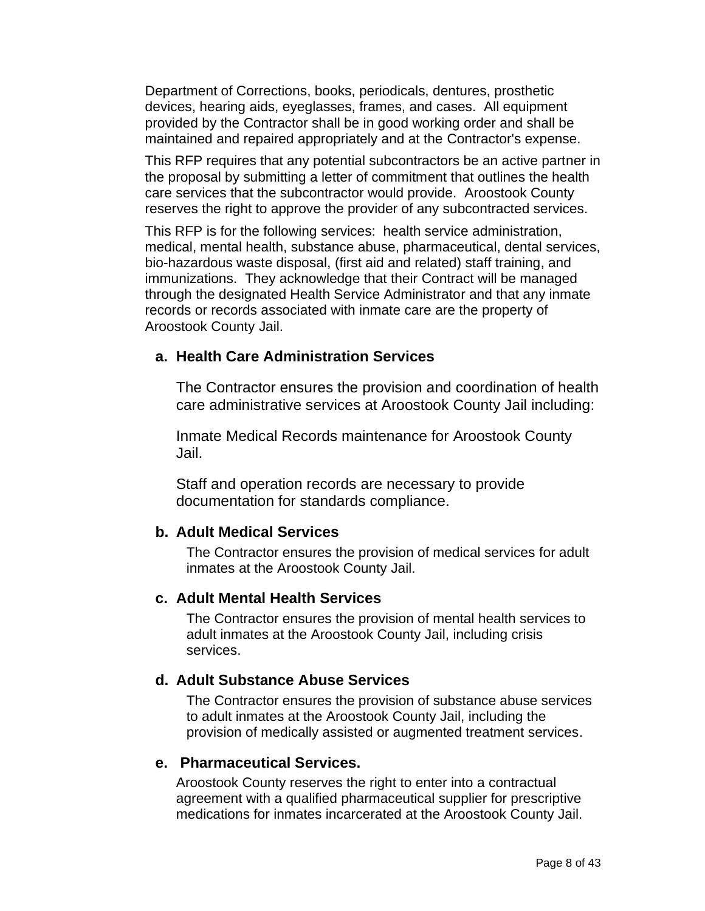Department of Corrections, books, periodicals, dentures, prosthetic devices, hearing aids, eyeglasses, frames, and cases. All equipment provided by the Contractor shall be in good working order and shall be maintained and repaired appropriately and at the Contractor's expense.

This RFP requires that any potential subcontractors be an active partner in the proposal by submitting a letter of commitment that outlines the health care services that the subcontractor would provide. Aroostook County reserves the right to approve the provider of any subcontracted services.

This RFP is for the following services: health service administration, medical, mental health, substance abuse, pharmaceutical, dental services, bio-hazardous waste disposal, (first aid and related) staff training, and immunizations. They acknowledge that their Contract will be managed through the designated Health Service Administrator and that any inmate records or records associated with inmate care are the property of Aroostook County Jail.

**a. Health Care Administration Services**

The Contractor ensures the provision and coordination of health care administrative services at Aroostook County Jail including:

Inmate Medical Records maintenance for Aroostook County Jail.

Staff and operation records are necessary to provide documentation for standards compliance.

**b. Adult Medical Services**

The Contractor ensures the provision of medical services for adult inmates at the Aroostook County Jail.

**c. Adult Mental Health Services**

The Contractor ensures the provision of mental health services to adult inmates at the Aroostook County Jail, including crisis services.

**d. Adult Substance Abuse Services**

The Contractor ensures the provision of substance abuse services to adult inmates at the Aroostook County Jail, including the provision of medically assisted or augmented treatment services.

**e. Pharmaceutical Services.**

Aroostook County reserves the right to enter into a contractual agreement with a qualified pharmaceutical supplier for prescriptive medications for inmates incarcerated at the Aroostook County Jail.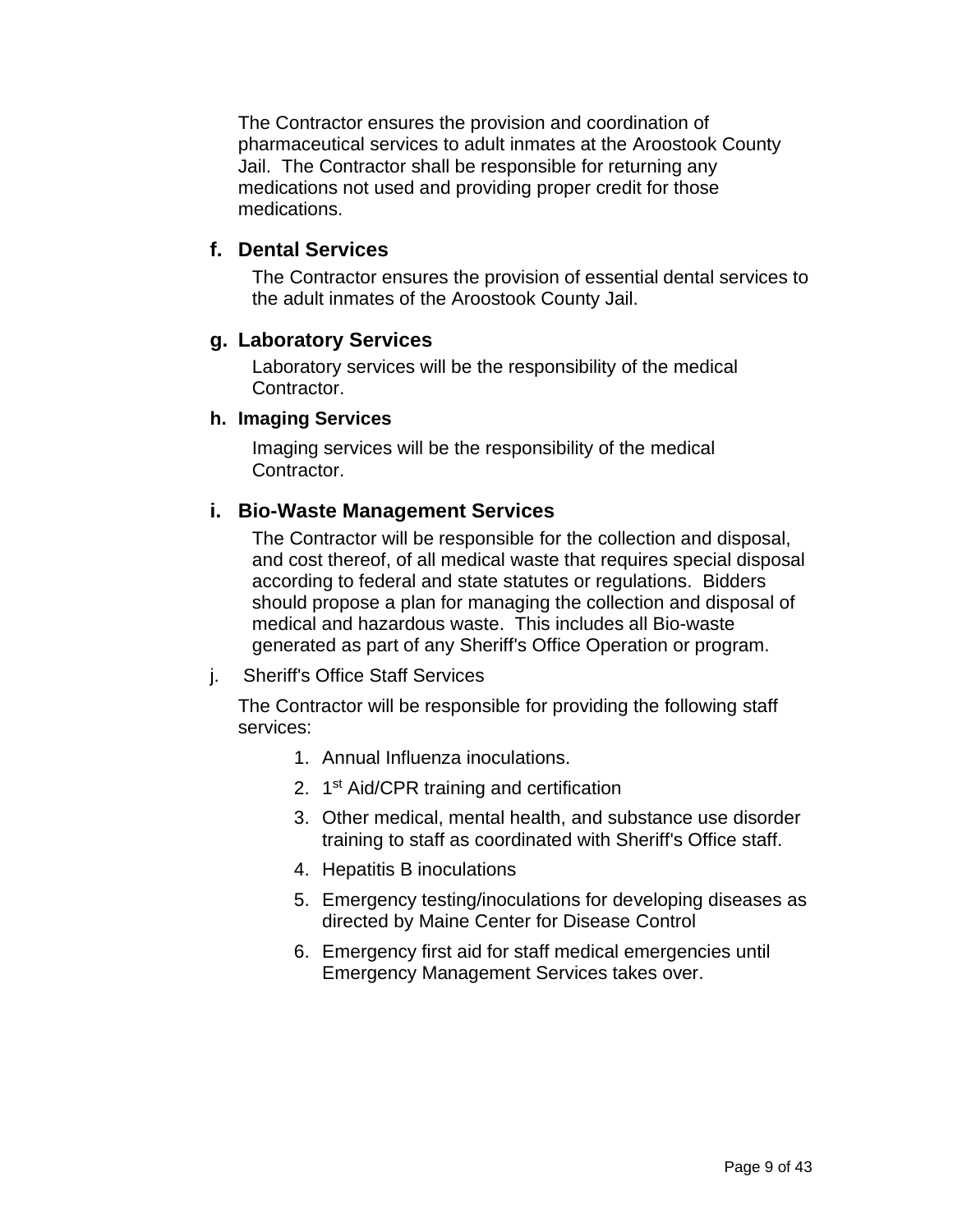The Contractor ensures the provision and coordination of pharmaceutical services to adult inmates at the Aroostook County Jail. The Contractor shall be responsible for returning any medications not used and providing proper credit for those medications.

### f. Dental Services

The Contractor ensures the provision of essential dental services to the adult inmates of the Aroostook County Jail.

### g. Laboratory Services

Laboratory services will be the responsibility of the medical Contractor.

### h. Imaging Services

Imaging services will be the responsibility of the medical Contractor.

### i. Bio-Waste Management Services

The Contractor will be responsible for the collection and disposal, and cost thereof, of all medical waste that requires special disposal according to federal and state statutes or regulations. Bidders should propose a plan for managing the collection and disposal of medical and hazardous waste. This includes all Bio-waste generated as part of any Sheriff's Office Operation or program.

j. Sheriff's Office Staff Services

The Contractor will be responsible for providing the following staff services:

1. Annual Influenza inoculations.
2. 1st Aid/CPR training and certification
3. Other medical, mental health, and substance use disorder training to staff as coordinated with Sheriff's Office staff.
4. Hepatitis B inoculations
5. Emergency testing/inoculations for developing diseases as directed by Maine Center for Disease Control
6. Emergency first aid for staff medical emergencies until Emergency Management Services takes over.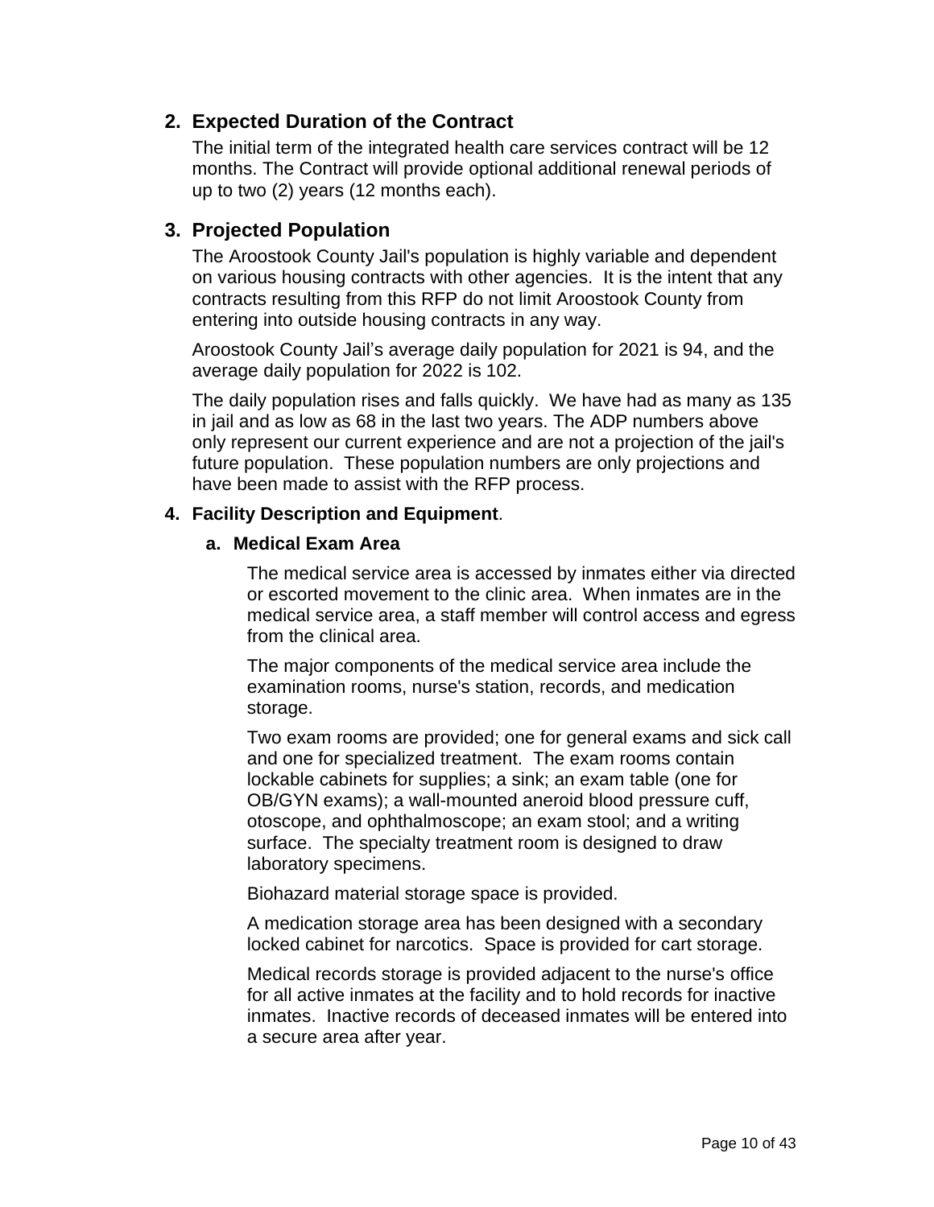## 2. Expected Duration of the Contract

The initial term of the integrated health care services contract will be 12 months. The Contract will provide optional additional renewal periods of up to two (2) years (12 months each).

## 3. Projected Population

The Aroostook County Jail's population is highly variable and dependent on various housing contracts with other agencies. It is the intent that any contracts resulting from this RFP do not limit Aroostook County from entering into outside housing contracts in any way.

Aroostook County Jail's average daily population for 2021 is 94, and the average daily population for 2022 is 102.

The daily population rises and falls quickly. We have had as many as 135 in jail and as low as 68 in the last two years. The ADP numbers above only represent our current experience and are not a projection of the jail's future population. These population numbers are only projections and have been made to assist with the RFP process.

### 4. Facility Description and Equipment.

#### a. Medical Exam Area

The medical service area is accessed by inmates either via directed or escorted movement to the clinic area. When inmates are in the medical service area, a staff member will control access and egress from the clinical area.

The major components of the medical service area include the examination rooms, nurse's station, records, and medication storage.

Two exam rooms are provided; one for general exams and sick call and one for specialized treatment. The exam rooms contain lockable cabinets for supplies; a sink; an exam table (one for OB/GYN exams); a wall-mounted aneroid blood pressure cuff, otoscope, and ophthalmoscope; an exam stool; and a writing surface. The specialty treatment room is designed to draw laboratory specimens.

Biohazard material storage space is provided.

A medication storage area has been designed with a secondary locked cabinet for narcotics. Space is provided for cart storage.

Medical records storage is provided adjacent to the nurse's office for all active inmates at the facility and to hold records for inactive inmates. Inactive records of deceased inmates will be entered into a secure area after year.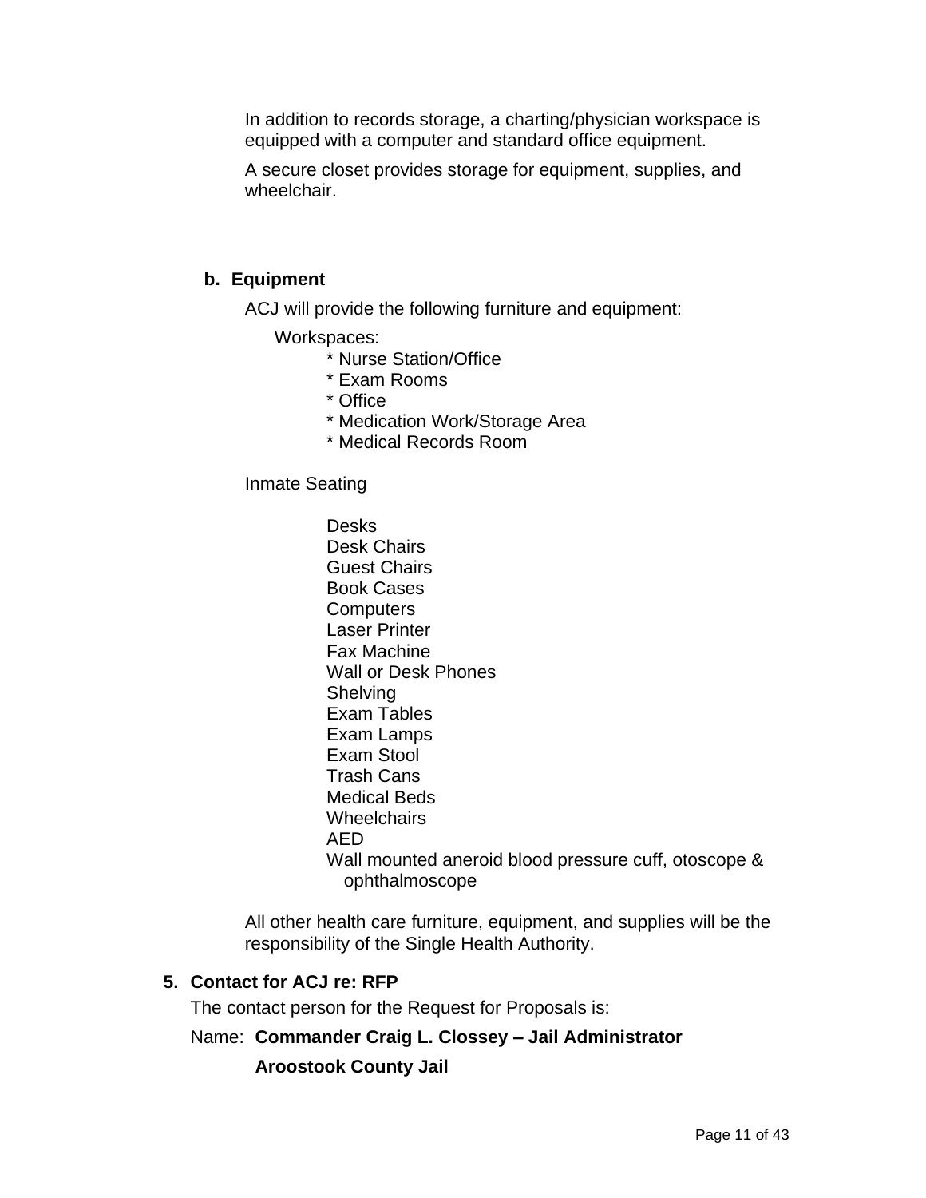In addition to records storage, a charting/physician workspace is equipped with a computer and standard office equipment.

A secure closet provides storage for equipment, supplies, and wheelchair.

**b. Equipment**

ACJ will provide the following furniture and equipment:

Workspaces:

* Nurse Station/Office
* Exam Rooms
* Office
* Medication Work/Storage Area
* Medical Records Room

Inmate Seating

Desks
Desk Chairs
Guest Chairs
Book Cases
Computers
Laser Printer
Fax Machine
Wall or Desk Phones
Shelving
Exam Tables
Exam Lamps
Exam Stool
Trash Cans
Medical Beds
Wheelchairs
AED
Wall mounted aneroid blood pressure cuff, otoscope & ophthalmoscope

All other health care furniture, equipment, and supplies will be the responsibility of the Single Health Authority.

**5. Contact for ACJ re: RFP**

The contact person for the Request for Proposals is:

Name: **Commander Craig L. Clossey – Jail Administrator**

**Aroostook County Jail**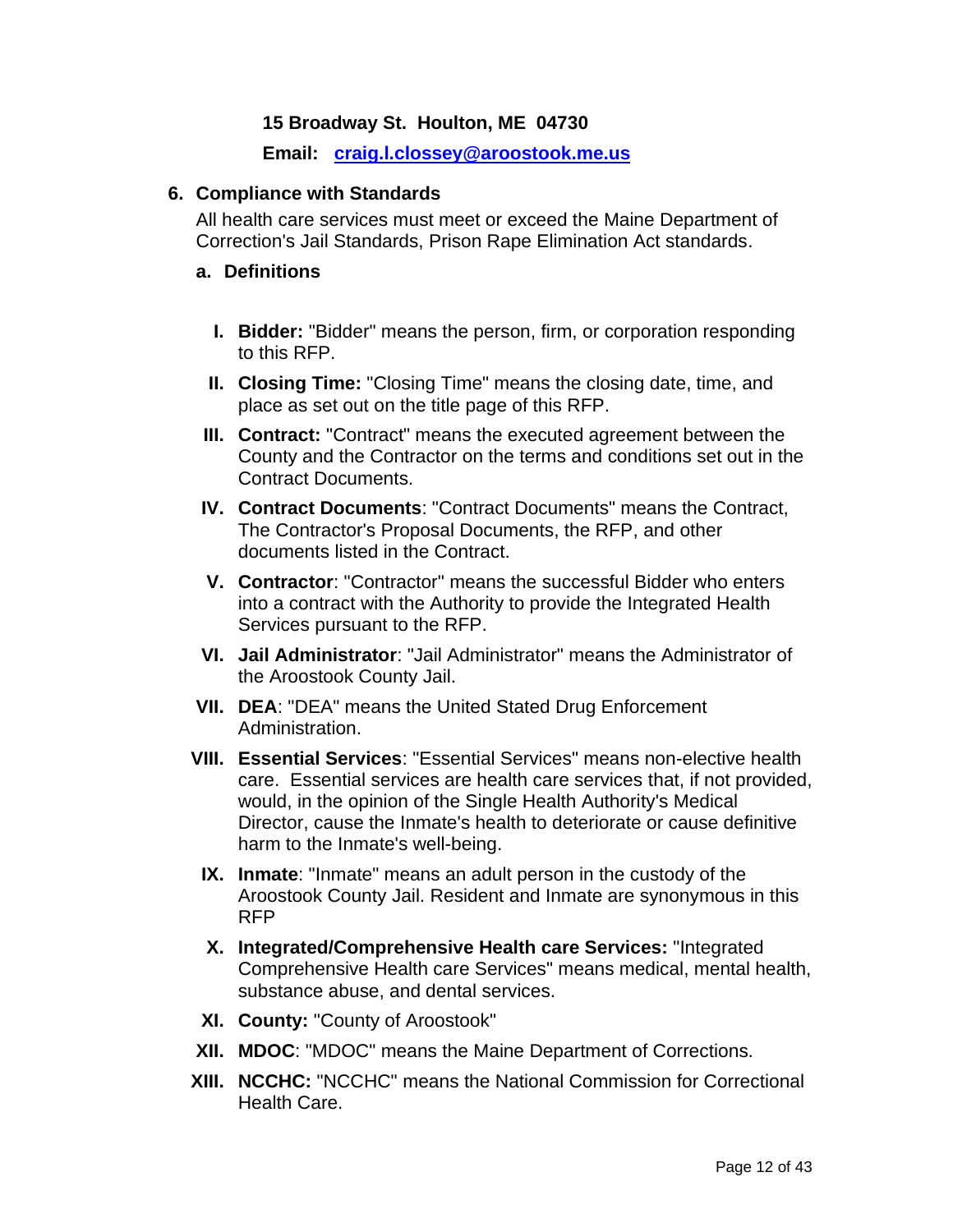**15 Broadway St. Houlton, ME 04730**

**Email: [craig.l.clossey@aroostook.me.us](mailto:craig.l.clossey@aroostook.me.us)**

## 6. Compliance with Standards

All health care services must meet or exceed the Maine Department of Correction's Jail Standards, Prison Rape Elimination Act standards.

### a. Definitions

I. **Bidder:** "Bidder" means the person, firm, or corporation responding to this RFP.

II. **Closing Time:** "Closing Time" means the closing date, time, and place as set out on the title page of this RFP.

III. **Contract:** "Contract" means the executed agreement between the County and the Contractor on the terms and conditions set out in the Contract Documents.

IV. **Contract Documents**: "Contract Documents" means the Contract, The Contractor's Proposal Documents, the RFP, and other documents listed in the Contract.

V. **Contractor**: "Contractor" means the successful Bidder who enters into a contract with the Authority to provide the Integrated Health Services pursuant to the RFP.

VI. **Jail Administrator**: "Jail Administrator" means the Administrator of the Aroostook County Jail.

VII. **DEA**: "DEA" means the United Stated Drug Enforcement Administration.

VIII. **Essential Services**: "Essential Services" means non-elective health care. Essential services are health care services that, if not provided, would, in the opinion of the Single Health Authority's Medical Director, cause the Inmate's health to deteriorate or cause definitive harm to the Inmate's well-being.

IX. **Inmate**: "Inmate" means an adult person in the custody of the Aroostook County Jail. Resident and Inmate are synonymous in this RFP

X. **Integrated/Comprehensive Health care Services:** "Integrated Comprehensive Health care Services" means medical, mental health, substance abuse, and dental services.

XI. **County:** "County of Aroostook"

XII. **MDOC**: "MDOC" means the Maine Department of Corrections.

XIII. **NCCHC:** "NCCHC" means the National Commission for Correctional Health Care.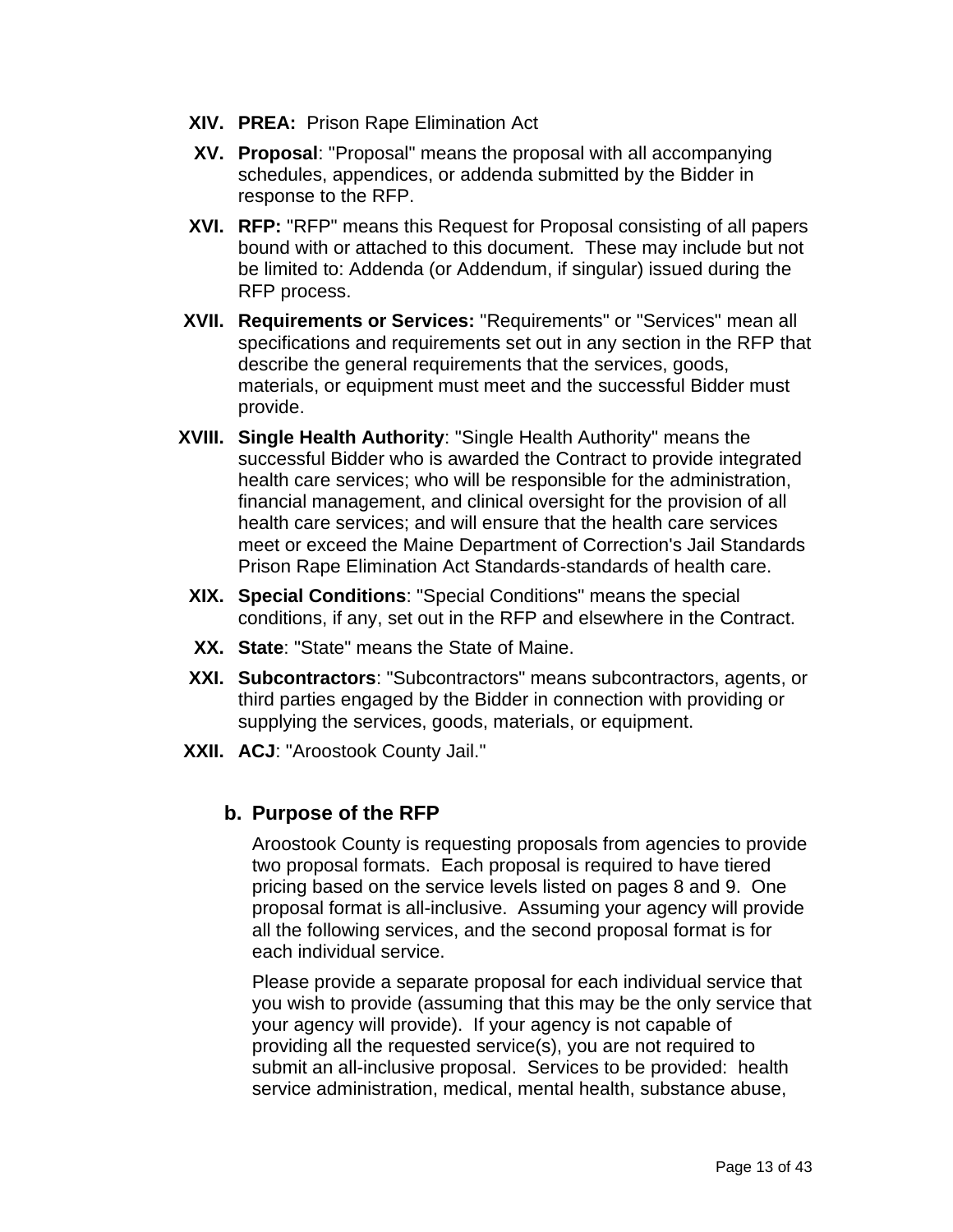XIV. **PREA:** Prison Rape Elimination Act

XV. **Proposal**: "Proposal" means the proposal with all accompanying schedules, appendices, or addenda submitted by the Bidder in response to the RFP.

XVI. **RFP:** "RFP" means this Request for Proposal consisting of all papers bound with or attached to this document. These may include but not be limited to: Addenda (or Addendum, if singular) issued during the RFP process.

XVII. **Requirements or Services:** "Requirements" or "Services" mean all specifications and requirements set out in any section in the RFP that describe the general requirements that the services, goods, materials, or equipment must meet and the successful Bidder must provide.

XVIII. **Single Health Authority**: "Single Health Authority" means the successful Bidder who is awarded the Contract to provide integrated health care services; who will be responsible for the administration, financial management, and clinical oversight for the provision of all health care services; and will ensure that the health care services meet or exceed the Maine Department of Correction's Jail Standards Prison Rape Elimination Act Standards-standards of health care.

XIX. **Special Conditions**: "Special Conditions" means the special conditions, if any, set out in the RFP and elsewhere in the Contract.

XX. **State**: "State" means the State of Maine.

XXI. **Subcontractors**: "Subcontractors" means subcontractors, agents, or third parties engaged by the Bidder in connection with providing or supplying the services, goods, materials, or equipment.

XXII. **ACJ**: "Aroostook County Jail."

### b. Purpose of the RFP

Aroostook County is requesting proposals from agencies to provide two proposal formats. Each proposal is required to have tiered pricing based on the service levels listed on pages 8 and 9. One proposal format is all-inclusive. Assuming your agency will provide all the following services, and the second proposal format is for each individual service.

Please provide a separate proposal for each individual service that you wish to provide (assuming that this may be the only service that your agency will provide). If your agency is not capable of providing all the requested service(s), you are not required to submit an all-inclusive proposal. Services to be provided: health service administration, medical, mental health, substance abuse,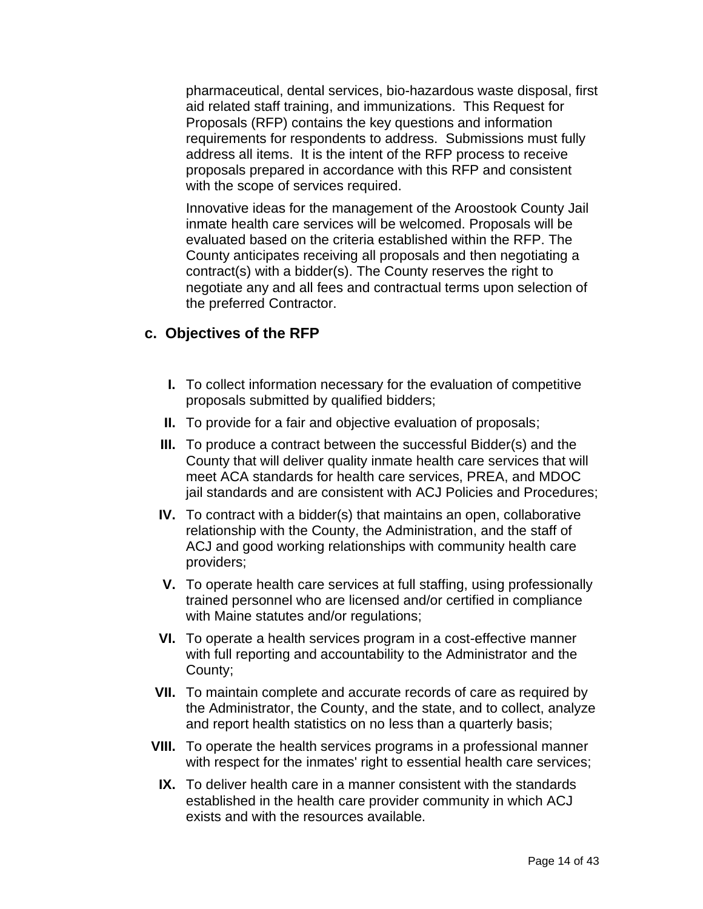pharmaceutical, dental services, bio-hazardous waste disposal, first aid related staff training, and immunizations. This Request for Proposals (RFP) contains the key questions and information requirements for respondents to address. Submissions must fully address all items. It is the intent of the RFP process to receive proposals prepared in accordance with this RFP and consistent with the scope of services required.

Innovative ideas for the management of the Aroostook County Jail inmate health care services will be welcomed. Proposals will be evaluated based on the criteria established within the RFP. The County anticipates receiving all proposals and then negotiating a contract(s) with a bidder(s). The County reserves the right to negotiate any and all fees and contractual terms upon selection of the preferred Contractor.

### c. Objectives of the RFP

- **I.** To collect information necessary for the evaluation of competitive proposals submitted by qualified bidders;
- **II.** To provide for a fair and objective evaluation of proposals;
- **III.** To produce a contract between the successful Bidder(s) and the County that will deliver quality inmate health care services that will meet ACA standards for health care services, PREA, and MDOC jail standards and are consistent with ACJ Policies and Procedures;
- **IV.** To contract with a bidder(s) that maintains an open, collaborative relationship with the County, the Administration, and the staff of ACJ and good working relationships with community health care providers;
- **V.** To operate health care services at full staffing, using professionally trained personnel who are licensed and/or certified in compliance with Maine statutes and/or regulations;
- **VI.** To operate a health services program in a cost-effective manner with full reporting and accountability to the Administrator and the County;
- **VII.** To maintain complete and accurate records of care as required by the Administrator, the County, and the state, and to collect, analyze and report health statistics on no less than a quarterly basis;
- **VIII.** To operate the health services programs in a professional manner with respect for the inmates' right to essential health care services;
- **IX.** To deliver health care in a manner consistent with the standards established in the health care provider community in which ACJ exists and with the resources available.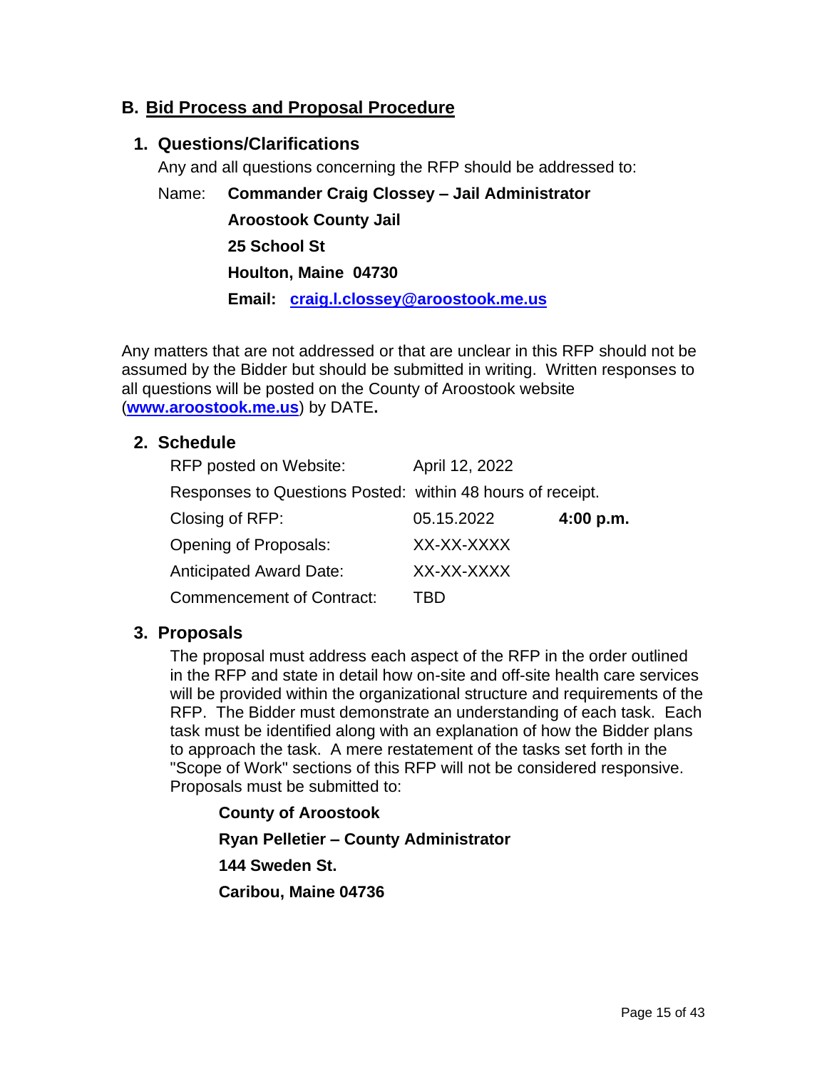## B. Bid Process and Proposal Procedure

### 1. Questions/Clarifications

Any and all questions concerning the RFP should be addressed to:

Name: **Commander Craig Clossey – Jail Administrator**
**Aroostook County Jail**
**25 School St**
**Houlton, Maine 04730**
**Email: craig.l.clossey@aroostook.me.us**

Any matters that are not addressed or that are unclear in this RFP should not be assumed by the Bidder but should be submitted in writing. Written responses to all questions will be posted on the County of Aroostook website (**www.aroostook.me.us**) by DATE**.**

### 2. Schedule

| | | |
|---|---|---|
| RFP posted on Website: | April 12, 2022 | |
| Responses to Questions Posted: | within 48 hours of receipt. | |
| Closing of RFP: | 05.15.2022 | **4:00 p.m.** |
| Opening of Proposals: | XX-XX-XXXX | |
| Anticipated Award Date: | XX-XX-XXXX | |
| Commencement of Contract: | TBD | |

### 3. Proposals

The proposal must address each aspect of the RFP in the order outlined in the RFP and state in detail how on-site and off-site health care services will be provided within the organizational structure and requirements of the RFP. The Bidder must demonstrate an understanding of each task. Each task must be identified along with an explanation of how the Bidder plans to approach the task. A mere restatement of the tasks set forth in the "Scope of Work" sections of this RFP will not be considered responsive. Proposals must be submitted to:

**County of Aroostook**
**Ryan Pelletier – County Administrator**
**144 Sweden St.**
**Caribou, Maine 04736**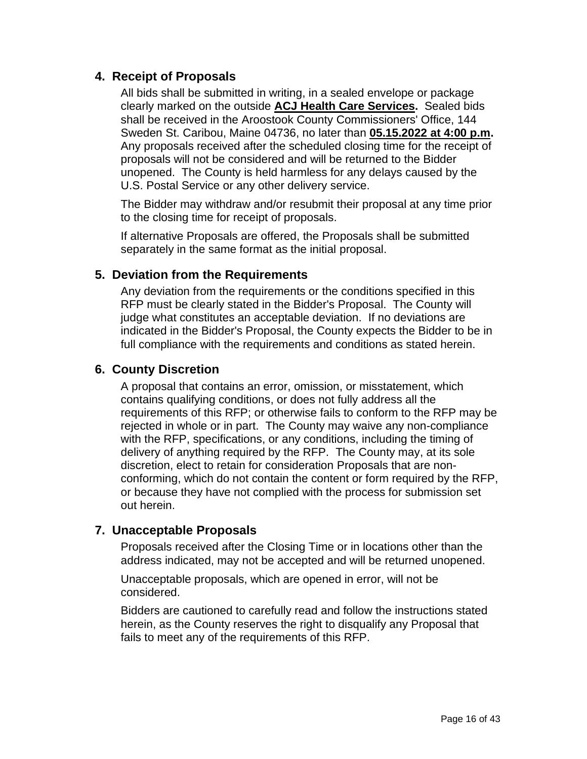## 4. Receipt of Proposals

All bids shall be submitted in writing, in a sealed envelope or package clearly marked on the outside **ACJ Health Care Services.** Sealed bids shall be received in the Aroostook County Commissioners' Office, 144 Sweden St. Caribou, Maine 04736, no later than **05.15.2022 at 4:00 p.m.** Any proposals received after the scheduled closing time for the receipt of proposals will not be considered and will be returned to the Bidder unopened. The County is held harmless for any delays caused by the U.S. Postal Service or any other delivery service.

The Bidder may withdraw and/or resubmit their proposal at any time prior to the closing time for receipt of proposals.

If alternative Proposals are offered, the Proposals shall be submitted separately in the same format as the initial proposal.

## 5. Deviation from the Requirements

Any deviation from the requirements or the conditions specified in this RFP must be clearly stated in the Bidder's Proposal. The County will judge what constitutes an acceptable deviation. If no deviations are indicated in the Bidder's Proposal, the County expects the Bidder to be in full compliance with the requirements and conditions as stated herein.

## 6. County Discretion

A proposal that contains an error, omission, or misstatement, which contains qualifying conditions, or does not fully address all the requirements of this RFP; or otherwise fails to conform to the RFP may be rejected in whole or in part. The County may waive any non-compliance with the RFP, specifications, or any conditions, including the timing of delivery of anything required by the RFP. The County may, at its sole discretion, elect to retain for consideration Proposals that are non-conforming, which do not contain the content or form required by the RFP, or because they have not complied with the process for submission set out herein.

## 7. Unacceptable Proposals

Proposals received after the Closing Time or in locations other than the address indicated, may not be accepted and will be returned unopened.

Unacceptable proposals, which are opened in error, will not be considered.

Bidders are cautioned to carefully read and follow the instructions stated herein, as the County reserves the right to disqualify any Proposal that fails to meet any of the requirements of this RFP.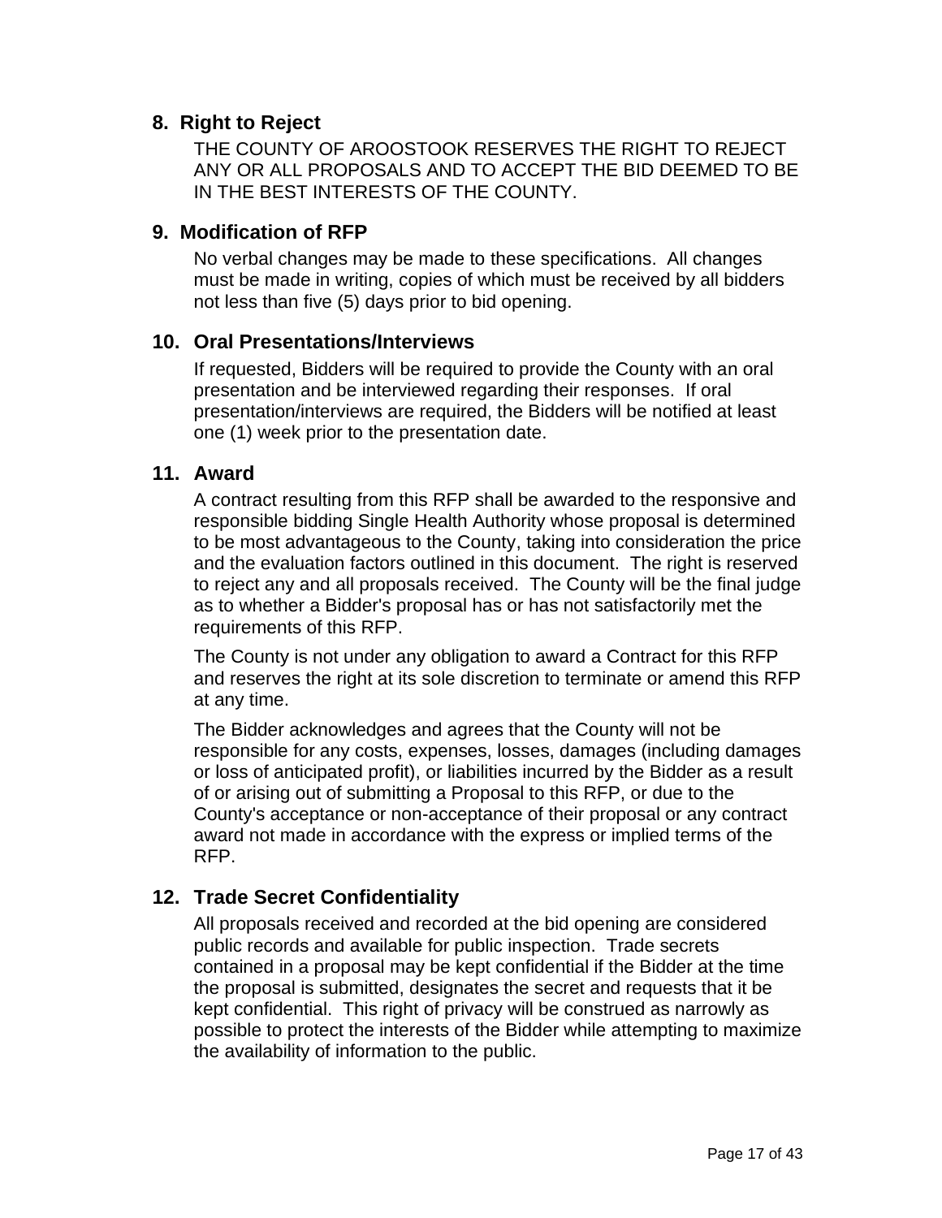## 8. Right to Reject

THE COUNTY OF AROOSTOOK RESERVES THE RIGHT TO REJECT ANY OR ALL PROPOSALS AND TO ACCEPT THE BID DEEMED TO BE IN THE BEST INTERESTS OF THE COUNTY.

## 9. Modification of RFP

No verbal changes may be made to these specifications. All changes must be made in writing, copies of which must be received by all bidders not less than five (5) days prior to bid opening.

## 10. Oral Presentations/Interviews

If requested, Bidders will be required to provide the County with an oral presentation and be interviewed regarding their responses. If oral presentation/interviews are required, the Bidders will be notified at least one (1) week prior to the presentation date.

## 11. Award

A contract resulting from this RFP shall be awarded to the responsive and responsible bidding Single Health Authority whose proposal is determined to be most advantageous to the County, taking into consideration the price and the evaluation factors outlined in this document. The right is reserved to reject any and all proposals received. The County will be the final judge as to whether a Bidder's proposal has or has not satisfactorily met the requirements of this RFP.

The County is not under any obligation to award a Contract for this RFP and reserves the right at its sole discretion to terminate or amend this RFP at any time.

The Bidder acknowledges and agrees that the County will not be responsible for any costs, expenses, losses, damages (including damages or loss of anticipated profit), or liabilities incurred by the Bidder as a result of or arising out of submitting a Proposal to this RFP, or due to the County's acceptance or non-acceptance of their proposal or any contract award not made in accordance with the express or implied terms of the RFP.

## 12. Trade Secret Confidentiality

All proposals received and recorded at the bid opening are considered public records and available for public inspection. Trade secrets contained in a proposal may be kept confidential if the Bidder at the time the proposal is submitted, designates the secret and requests that it be kept confidential. This right of privacy will be construed as narrowly as possible to protect the interests of the Bidder while attempting to maximize the availability of information to the public.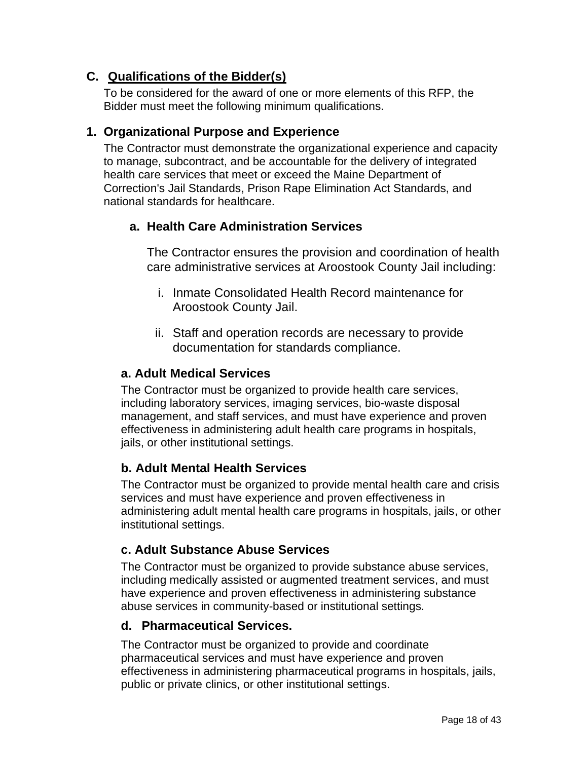## C. Qualifications of the Bidder(s)

To be considered for the award of one or more elements of this RFP, the Bidder must meet the following minimum qualifications.

### 1. Organizational Purpose and Experience

The Contractor must demonstrate the organizational experience and capacity to manage, subcontract, and be accountable for the delivery of integrated health care services that meet or exceed the Maine Department of Correction's Jail Standards, Prison Rape Elimination Act Standards, and national standards for healthcare.

#### a. Health Care Administration Services

The Contractor ensures the provision and coordination of health care administrative services at Aroostook County Jail including:

i. Inmate Consolidated Health Record maintenance for Aroostook County Jail.

ii. Staff and operation records are necessary to provide documentation for standards compliance.

#### a. Adult Medical Services

The Contractor must be organized to provide health care services, including laboratory services, imaging services, bio-waste disposal management, and staff services, and must have experience and proven effectiveness in administering adult health care programs in hospitals, jails, or other institutional settings.

#### b. Adult Mental Health Services

The Contractor must be organized to provide mental health care and crisis services and must have experience and proven effectiveness in administering adult mental health care programs in hospitals, jails, or other institutional settings.

#### c. Adult Substance Abuse Services

The Contractor must be organized to provide substance abuse services, including medically assisted or augmented treatment services, and must have experience and proven effectiveness in administering substance abuse services in community-based or institutional settings.

#### d. Pharmaceutical Services.

The Contractor must be organized to provide and coordinate pharmaceutical services and must have experience and proven effectiveness in administering pharmaceutical programs in hospitals, jails, public or private clinics, or other institutional settings.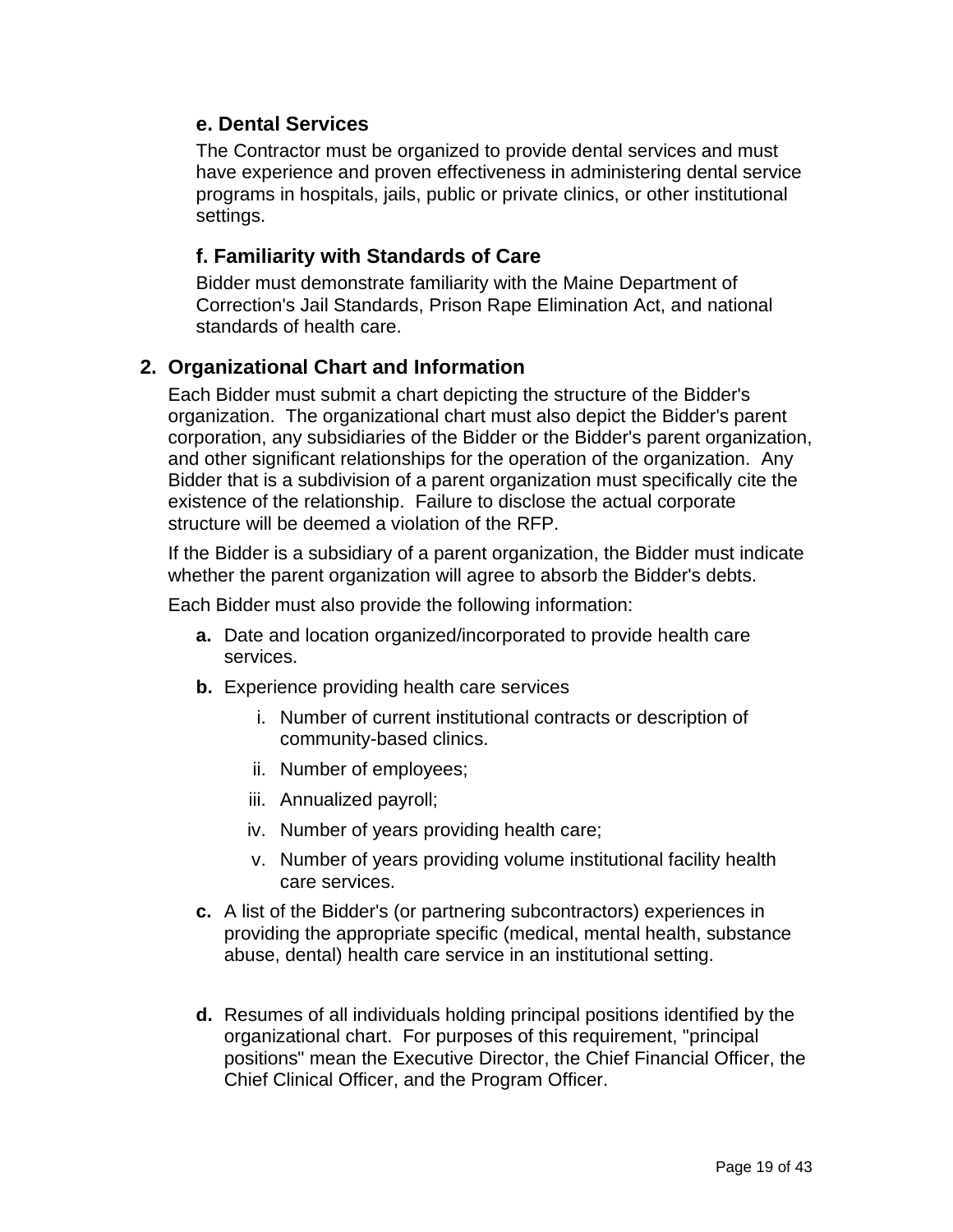#### e. Dental Services

The Contractor must be organized to provide dental services and must have experience and proven effectiveness in administering dental service programs in hospitals, jails, public or private clinics, or other institutional settings.

#### f. Familiarity with Standards of Care

Bidder must demonstrate familiarity with the Maine Department of Correction's Jail Standards, Prison Rape Elimination Act, and national standards of health care.

### 2. Organizational Chart and Information

Each Bidder must submit a chart depicting the structure of the Bidder's organization. The organizational chart must also depict the Bidder's parent corporation, any subsidiaries of the Bidder or the Bidder's parent organization, and other significant relationships for the operation of the organization. Any Bidder that is a subdivision of a parent organization must specifically cite the existence of the relationship. Failure to disclose the actual corporate structure will be deemed a violation of the RFP.

If the Bidder is a subsidiary of a parent organization, the Bidder must indicate whether the parent organization will agree to absorb the Bidder's debts.

Each Bidder must also provide the following information:

- **a.** Date and location organized/incorporated to provide health care services.
- **b.** Experience providing health care services
  - i. Number of current institutional contracts or description of community-based clinics.
  - ii. Number of employees;
  - iii. Annualized payroll;
  - iv. Number of years providing health care;
  - v. Number of years providing volume institutional facility health care services.
- **c.** A list of the Bidder's (or partnering subcontractors) experiences in providing the appropriate specific (medical, mental health, substance abuse, dental) health care service in an institutional setting.
- **d.** Resumes of all individuals holding principal positions identified by the organizational chart. For purposes of this requirement, "principal positions" mean the Executive Director, the Chief Financial Officer, the Chief Clinical Officer, and the Program Officer.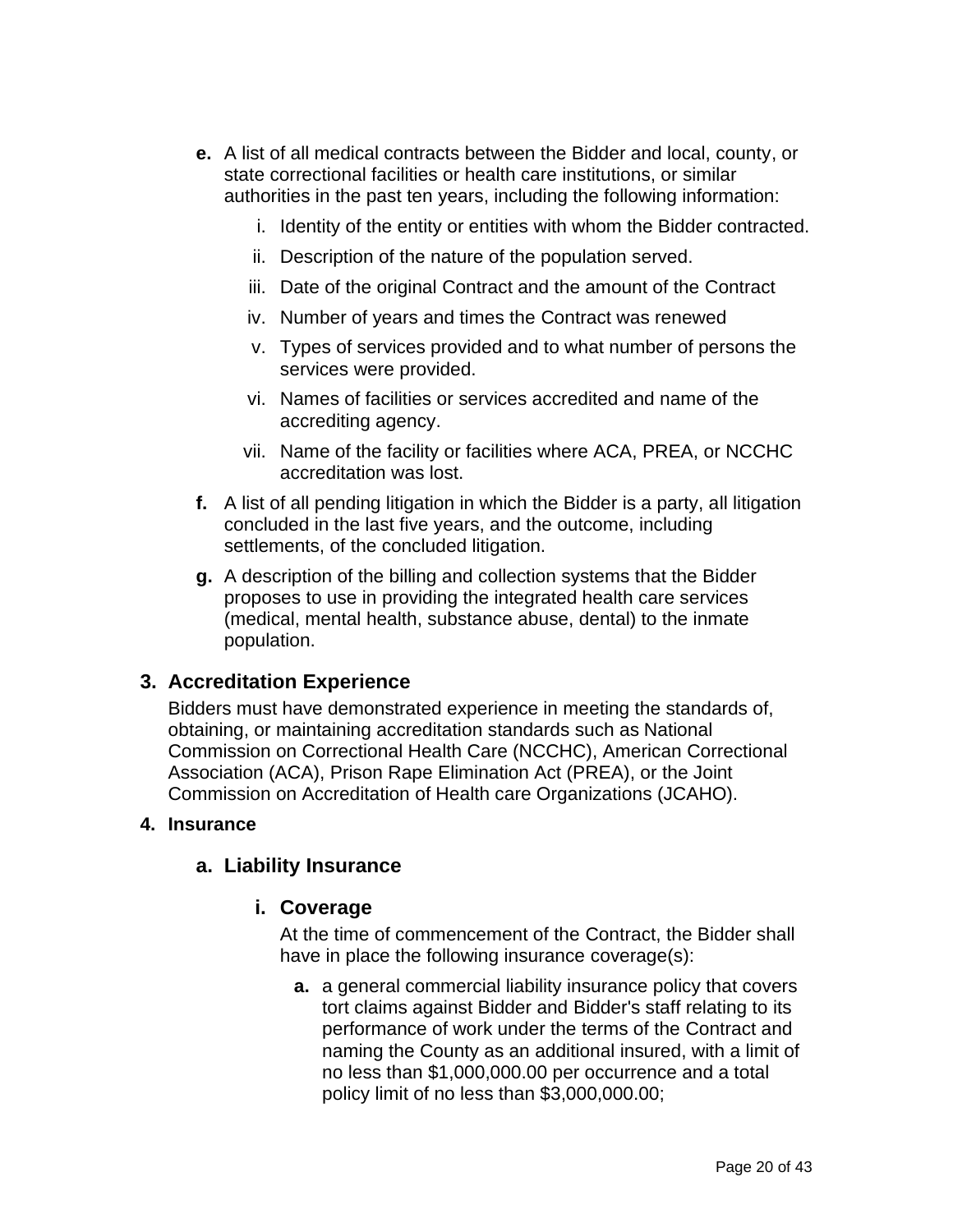- **e.** A list of all medical contracts between the Bidder and local, county, or state correctional facilities or health care institutions, or similar authorities in the past ten years, including the following information:
  - i. Identity of the entity or entities with whom the Bidder contracted.
  - ii. Description of the nature of the population served.
  - iii. Date of the original Contract and the amount of the Contract
  - iv. Number of years and times the Contract was renewed
  - v. Types of services provided and to what number of persons the services were provided.
  - vi. Names of facilities or services accredited and name of the accrediting agency.
  - vii. Name of the facility or facilities where ACA, PREA, or NCCHC accreditation was lost.
- **f.** A list of all pending litigation in which the Bidder is a party, all litigation concluded in the last five years, and the outcome, including settlements, of the concluded litigation.
- **g.** A description of the billing and collection systems that the Bidder proposes to use in providing the integrated health care services (medical, mental health, substance abuse, dental) to the inmate population.

### 3. Accreditation Experience

Bidders must have demonstrated experience in meeting the standards of, obtaining, or maintaining accreditation standards such as National Commission on Correctional Health Care (NCCHC), American Correctional Association (ACA), Prison Rape Elimination Act (PREA), or the Joint Commission on Accreditation of Health care Organizations (JCAHO).

**4. Insurance**

#### a. Liability Insurance

##### i. Coverage

At the time of commencement of the Contract, the Bidder shall have in place the following insurance coverage(s):

- **a.** a general commercial liability insurance policy that covers tort claims against Bidder and Bidder's staff relating to its performance of work under the terms of the Contract and naming the County as an additional insured, with a limit of no less than $1,000,000.00 per occurrence and a total policy limit of no less than $3,000,000.00;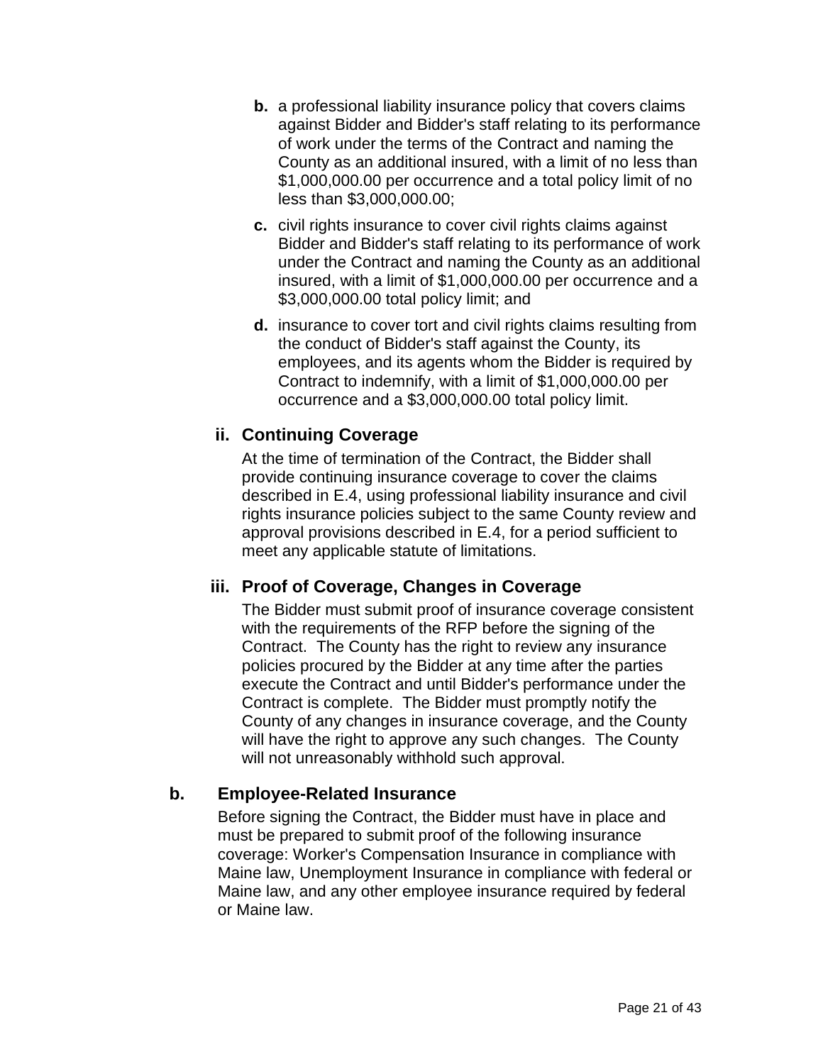**b.** a professional liability insurance policy that covers claims against Bidder and Bidder's staff relating to its performance of work under the terms of the Contract and naming the County as an additional insured, with a limit of no less than $1,000,000.00 per occurrence and a total policy limit of no less than $3,000,000.00;

**c.** civil rights insurance to cover civil rights claims against Bidder and Bidder's staff relating to its performance of work under the Contract and naming the County as an additional insured, with a limit of $1,000,000.00 per occurrence and a $3,000,000.00 total policy limit; and

**d.** insurance to cover tort and civil rights claims resulting from the conduct of Bidder's staff against the County, its employees, and its agents whom the Bidder is required by Contract to indemnify, with a limit of $1,000,000.00 per occurrence and a $3,000,000.00 total policy limit.

#### ii. Continuing Coverage

At the time of termination of the Contract, the Bidder shall provide continuing insurance coverage to cover the claims described in E.4, using professional liability insurance and civil rights insurance policies subject to the same County review and approval provisions described in E.4, for a period sufficient to meet any applicable statute of limitations.

#### iii. Proof of Coverage, Changes in Coverage

The Bidder must submit proof of insurance coverage consistent with the requirements of the RFP before the signing of the Contract. The County has the right to review any insurance policies procured by the Bidder at any time after the parties execute the Contract and until Bidder's performance under the Contract is complete. The Bidder must promptly notify the County of any changes in insurance coverage, and the County will have the right to approve any such changes. The County will not unreasonably withhold such approval.

### b. Employee-Related Insurance

Before signing the Contract, the Bidder must have in place and must be prepared to submit proof of the following insurance coverage: Worker's Compensation Insurance in compliance with Maine law, Unemployment Insurance in compliance with federal or Maine law, and any other employee insurance required by federal or Maine law.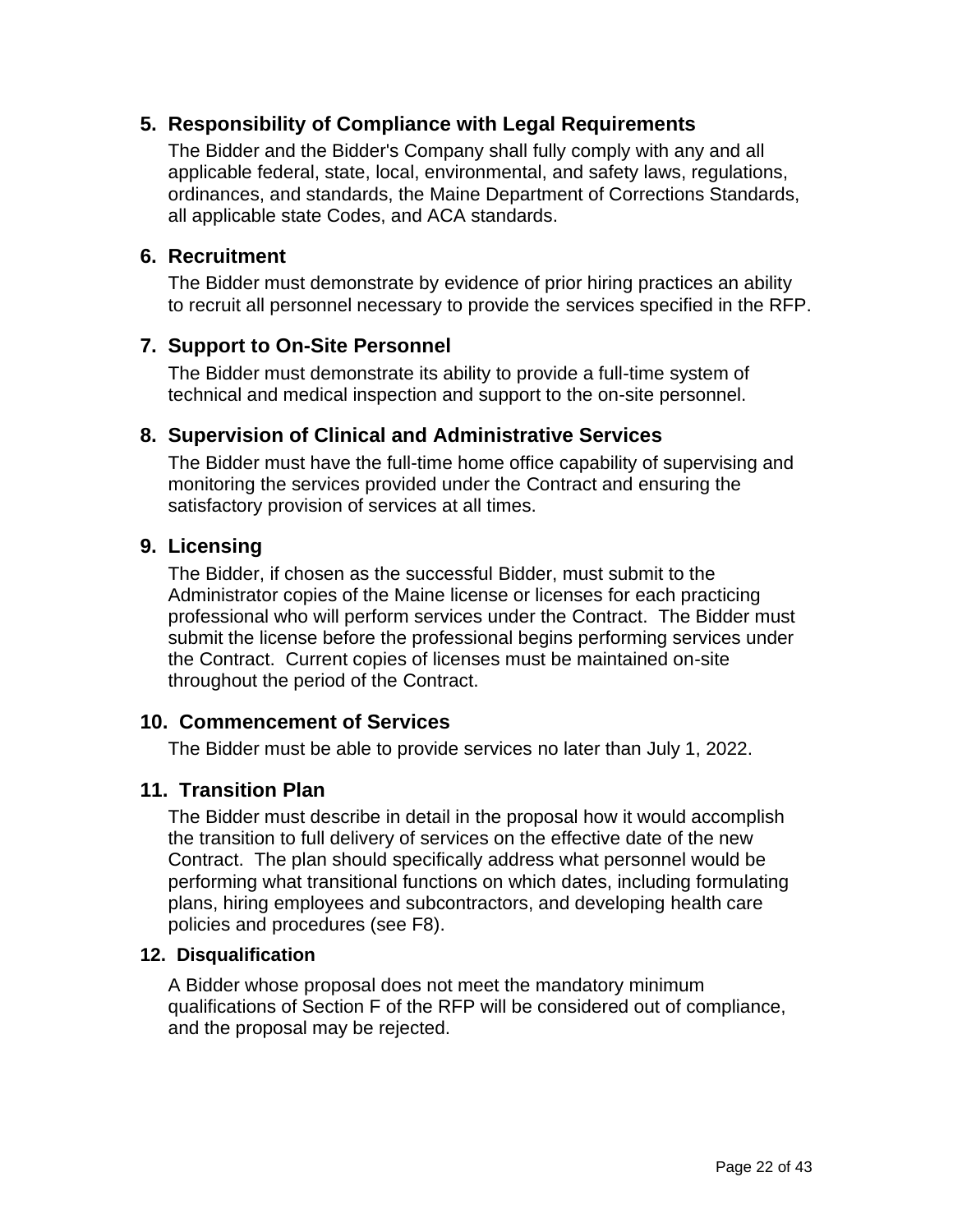### 5. Responsibility of Compliance with Legal Requirements

The Bidder and the Bidder's Company shall fully comply with any and all applicable federal, state, local, environmental, and safety laws, regulations, ordinances, and standards, the Maine Department of Corrections Standards, all applicable state Codes, and ACA standards.

### 6. Recruitment

The Bidder must demonstrate by evidence of prior hiring practices an ability to recruit all personnel necessary to provide the services specified in the RFP.

### 7. Support to On-Site Personnel

The Bidder must demonstrate its ability to provide a full-time system of technical and medical inspection and support to the on-site personnel.

### 8. Supervision of Clinical and Administrative Services

The Bidder must have the full-time home office capability of supervising and monitoring the services provided under the Contract and ensuring the satisfactory provision of services at all times.

### 9. Licensing

The Bidder, if chosen as the successful Bidder, must submit to the Administrator copies of the Maine license or licenses for each practicing professional who will perform services under the Contract. The Bidder must submit the license before the professional begins performing services under the Contract. Current copies of licenses must be maintained on-site throughout the period of the Contract.

### 10. Commencement of Services

The Bidder must be able to provide services no later than July 1, 2022.

### 11. Transition Plan

The Bidder must describe in detail in the proposal how it would accomplish the transition to full delivery of services on the effective date of the new Contract. The plan should specifically address what personnel would be performing what transitional functions on which dates, including formulating plans, hiring employees and subcontractors, and developing health care policies and procedures (see F8).

#### 12. Disqualification

A Bidder whose proposal does not meet the mandatory minimum qualifications of Section F of the RFP will be considered out of compliance, and the proposal may be rejected.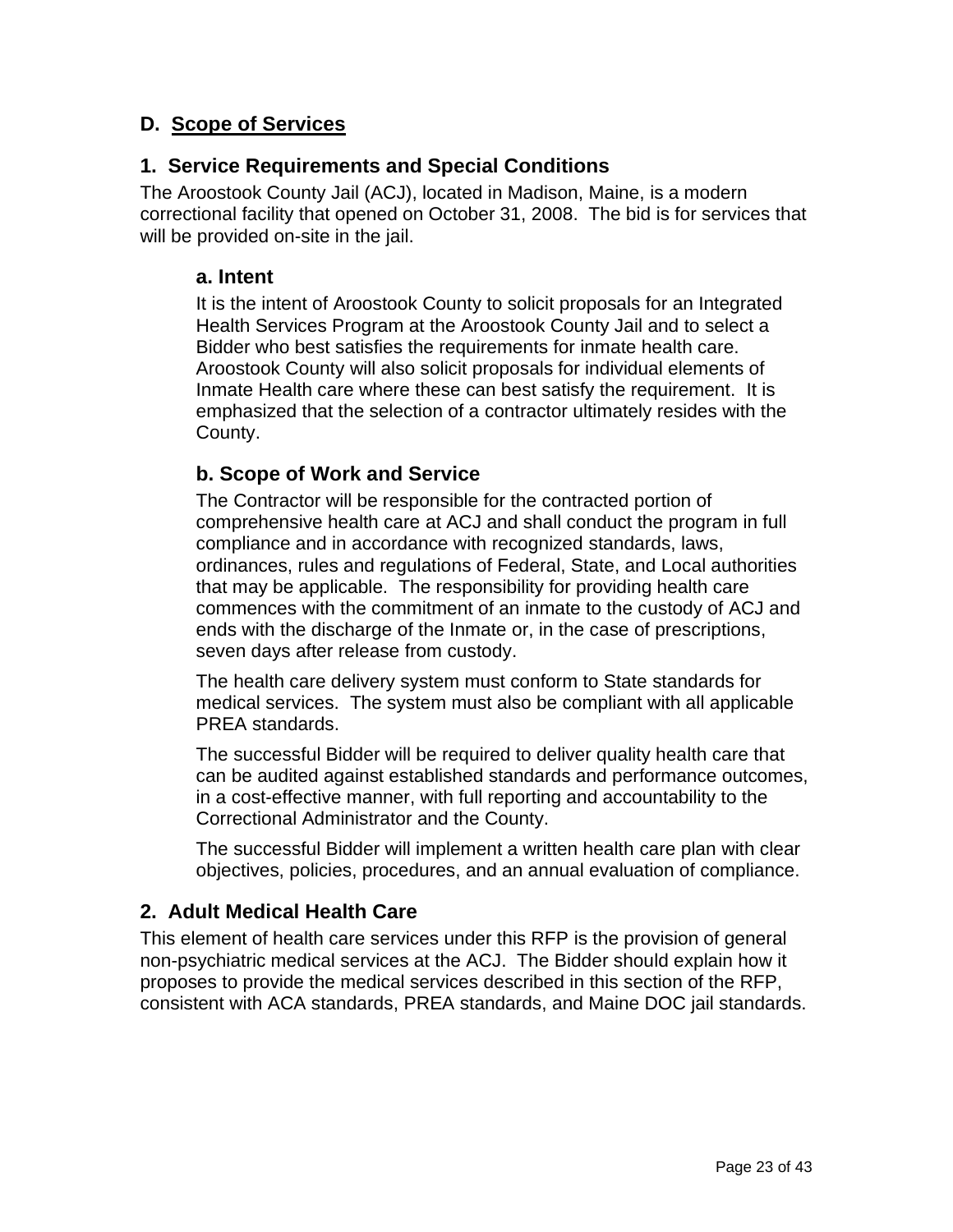## D. <u>Scope of Services</u>

### 1. Service Requirements and Special Conditions

The Aroostook County Jail (ACJ), located in Madison, Maine, is a modern correctional facility that opened on October 31, 2008. The bid is for services that will be provided on-site in the jail.

#### a. Intent

It is the intent of Aroostook County to solicit proposals for an Integrated Health Services Program at the Aroostook County Jail and to select a Bidder who best satisfies the requirements for inmate health care. Aroostook County will also solicit proposals for individual elements of Inmate Health care where these can best satisfy the requirement. It is emphasized that the selection of a contractor ultimately resides with the County.

#### b. Scope of Work and Service

The Contractor will be responsible for the contracted portion of comprehensive health care at ACJ and shall conduct the program in full compliance and in accordance with recognized standards, laws, ordinances, rules and regulations of Federal, State, and Local authorities that may be applicable. The responsibility for providing health care commences with the commitment of an inmate to the custody of ACJ and ends with the discharge of the Inmate or, in the case of prescriptions, seven days after release from custody.

The health care delivery system must conform to State standards for medical services. The system must also be compliant with all applicable PREA standards.

The successful Bidder will be required to deliver quality health care that can be audited against established standards and performance outcomes, in a cost-effective manner, with full reporting and accountability to the Correctional Administrator and the County.

The successful Bidder will implement a written health care plan with clear objectives, policies, procedures, and an annual evaluation of compliance.

### 2. Adult Medical Health Care

This element of health care services under this RFP is the provision of general non-psychiatric medical services at the ACJ. The Bidder should explain how it proposes to provide the medical services described in this section of the RFP, consistent with ACA standards, PREA standards, and Maine DOC jail standards.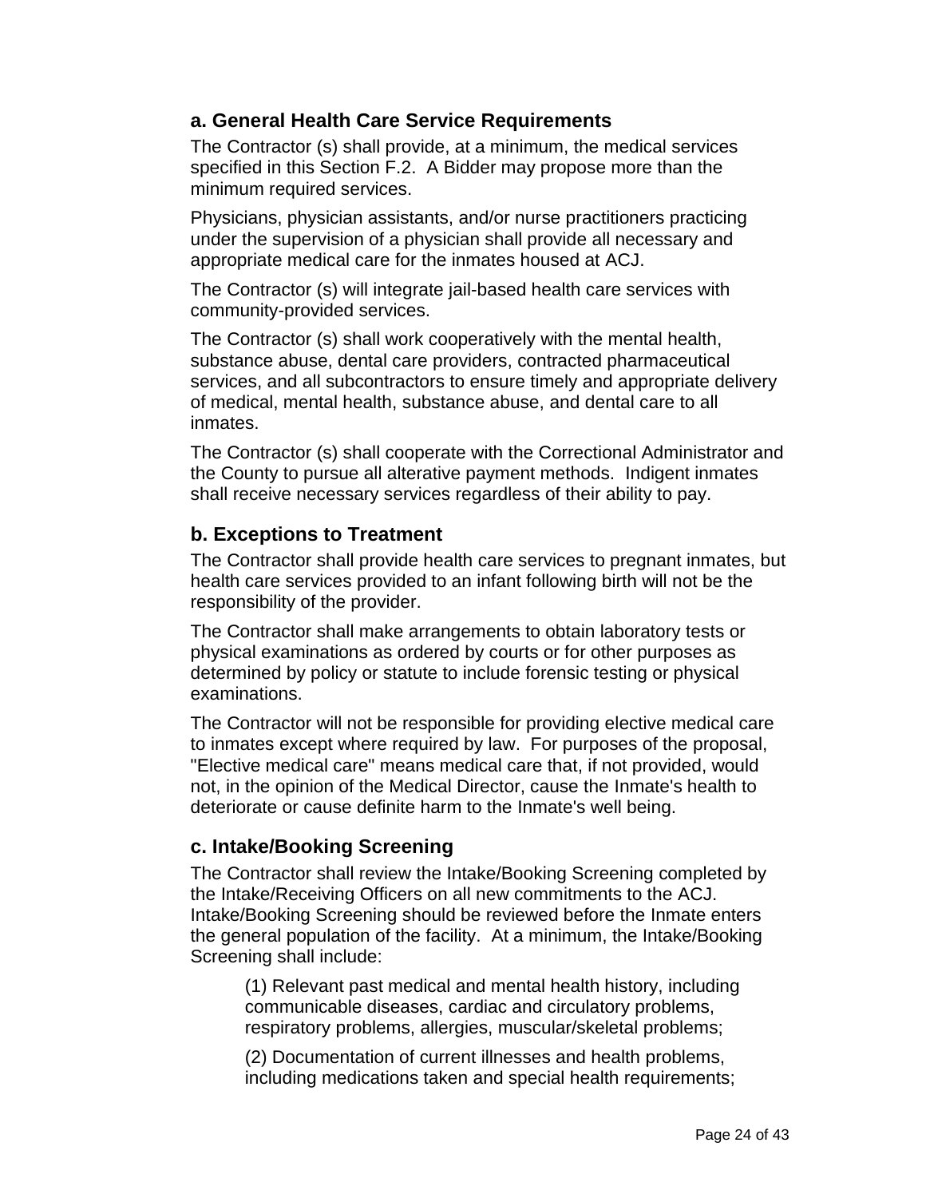### a. General Health Care Service Requirements

The Contractor (s) shall provide, at a minimum, the medical services specified in this Section F.2. A Bidder may propose more than the minimum required services.

Physicians, physician assistants, and/or nurse practitioners practicing under the supervision of a physician shall provide all necessary and appropriate medical care for the inmates housed at ACJ.

The Contractor (s) will integrate jail-based health care services with community-provided services.

The Contractor (s) shall work cooperatively with the mental health, substance abuse, dental care providers, contracted pharmaceutical services, and all subcontractors to ensure timely and appropriate delivery of medical, mental health, substance abuse, and dental care to all inmates.

The Contractor (s) shall cooperate with the Correctional Administrator and the County to pursue all alterative payment methods. Indigent inmates shall receive necessary services regardless of their ability to pay.

### b. Exceptions to Treatment

The Contractor shall provide health care services to pregnant inmates, but health care services provided to an infant following birth will not be the responsibility of the provider.

The Contractor shall make arrangements to obtain laboratory tests or physical examinations as ordered by courts or for other purposes as determined by policy or statute to include forensic testing or physical examinations.

The Contractor will not be responsible for providing elective medical care to inmates except where required by law. For purposes of the proposal, "Elective medical care" means medical care that, if not provided, would not, in the opinion of the Medical Director, cause the Inmate's health to deteriorate or cause definite harm to the Inmate's well being.

### c. Intake/Booking Screening

The Contractor shall review the Intake/Booking Screening completed by the Intake/Receiving Officers on all new commitments to the ACJ. Intake/Booking Screening should be reviewed before the Inmate enters the general population of the facility. At a minimum, the Intake/Booking Screening shall include:

(1) Relevant past medical and mental health history, including communicable diseases, cardiac and circulatory problems, respiratory problems, allergies, muscular/skeletal problems;

(2) Documentation of current illnesses and health problems, including medications taken and special health requirements;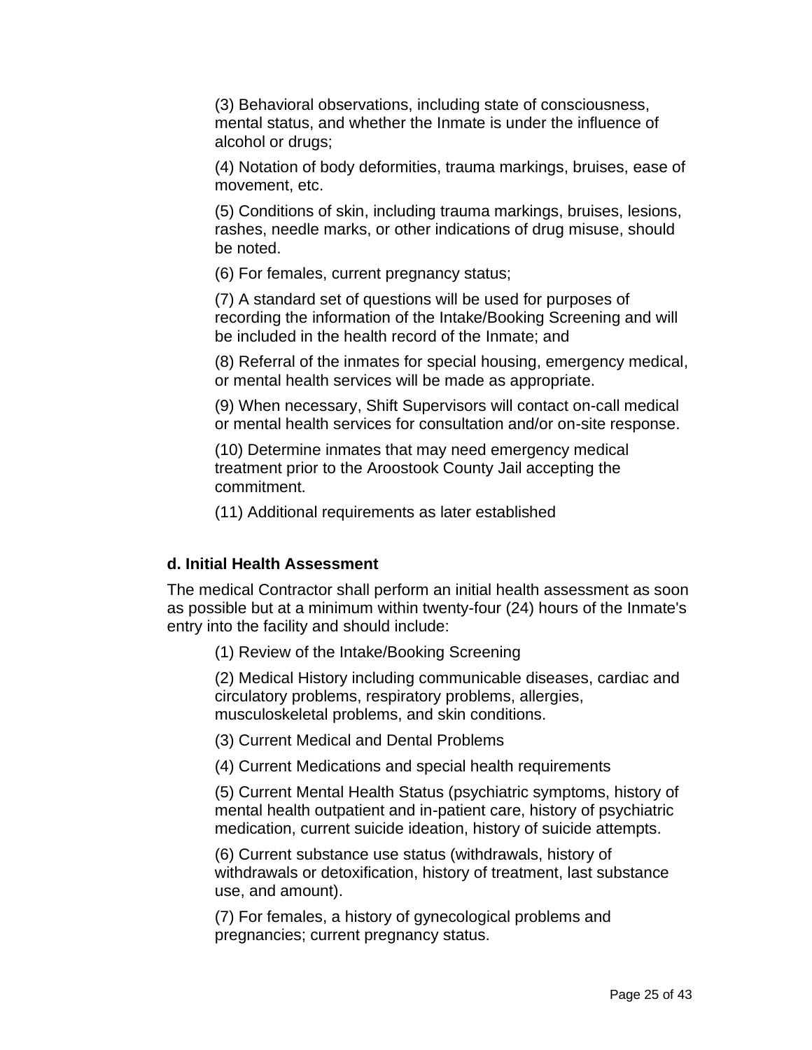(3) Behavioral observations, including state of consciousness, mental status, and whether the Inmate is under the influence of alcohol or drugs;

(4) Notation of body deformities, trauma markings, bruises, ease of movement, etc.

(5) Conditions of skin, including trauma markings, bruises, lesions, rashes, needle marks, or other indications of drug misuse, should be noted.

(6) For females, current pregnancy status;

(7) A standard set of questions will be used for purposes of recording the information of the Intake/Booking Screening and will be included in the health record of the Inmate; and

(8) Referral of the inmates for special housing, emergency medical, or mental health services will be made as appropriate.

(9) When necessary, Shift Supervisors will contact on-call medical or mental health services for consultation and/or on-site response.

(10) Determine inmates that may need emergency medical treatment prior to the Aroostook County Jail accepting the commitment.

(11) Additional requirements as later established

**d. Initial Health Assessment**

The medical Contractor shall perform an initial health assessment as soon as possible but at a minimum within twenty-four (24) hours of the Inmate's entry into the facility and should include:

(1) Review of the Intake/Booking Screening

(2) Medical History including communicable diseases, cardiac and circulatory problems, respiratory problems, allergies, musculoskeletal problems, and skin conditions.

(3) Current Medical and Dental Problems

(4) Current Medications and special health requirements

(5) Current Mental Health Status (psychiatric symptoms, history of mental health outpatient and in-patient care, history of psychiatric medication, current suicide ideation, history of suicide attempts.

(6) Current substance use status (withdrawals, history of withdrawals or detoxification, history of treatment, last substance use, and amount).

(7) For females, a history of gynecological problems and pregnancies; current pregnancy status.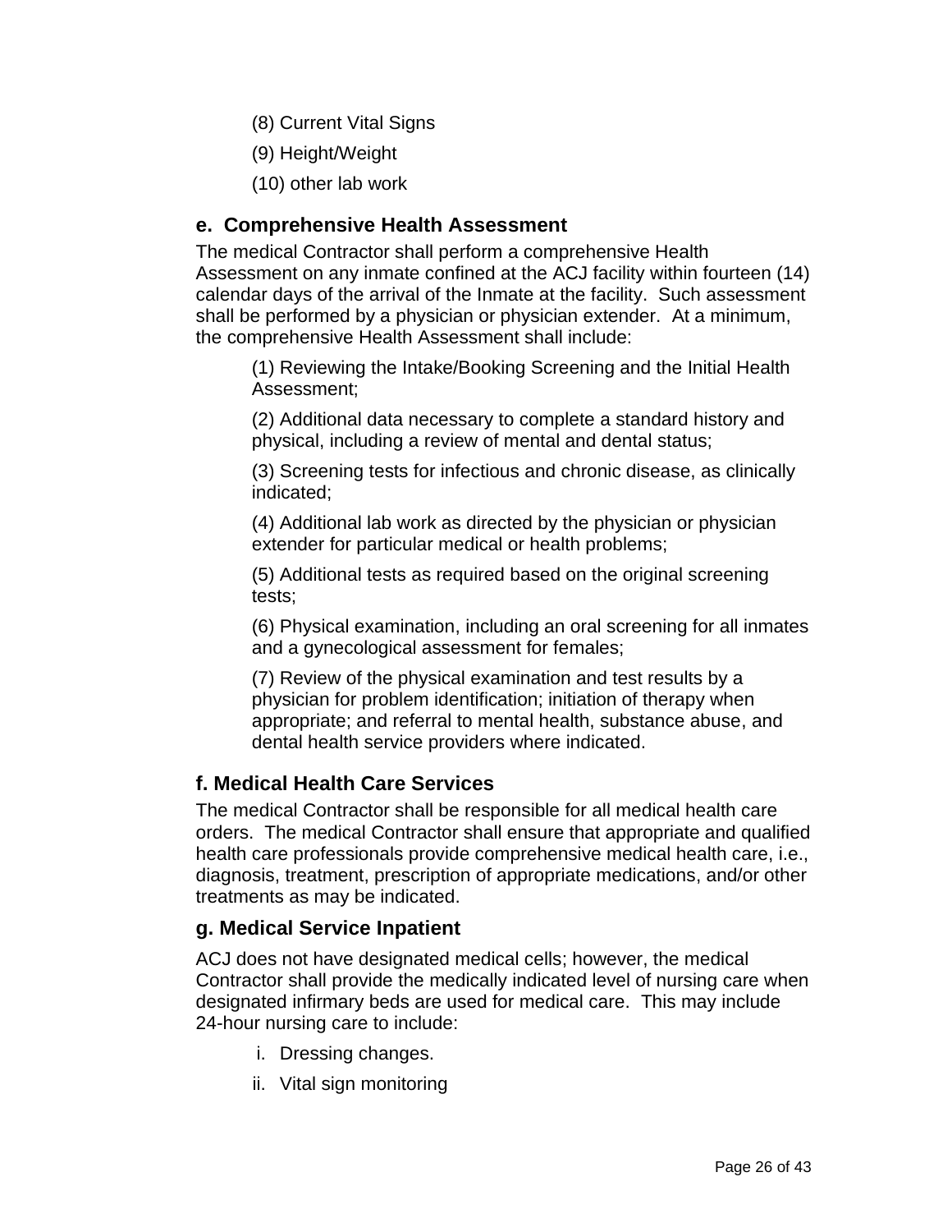(8) Current Vital Signs

(9) Height/Weight

(10) other lab work

### e. Comprehensive Health Assessment

The medical Contractor shall perform a comprehensive Health Assessment on any inmate confined at the ACJ facility within fourteen (14) calendar days of the arrival of the Inmate at the facility. Such assessment shall be performed by a physician or physician extender. At a minimum, the comprehensive Health Assessment shall include:

(1) Reviewing the Intake/Booking Screening and the Initial Health Assessment;

(2) Additional data necessary to complete a standard history and physical, including a review of mental and dental status;

(3) Screening tests for infectious and chronic disease, as clinically indicated;

(4) Additional lab work as directed by the physician or physician extender for particular medical or health problems;

(5) Additional tests as required based on the original screening tests;

(6) Physical examination, including an oral screening for all inmates and a gynecological assessment for females;

(7) Review of the physical examination and test results by a physician for problem identification; initiation of therapy when appropriate; and referral to mental health, substance abuse, and dental health service providers where indicated.

### f. Medical Health Care Services

The medical Contractor shall be responsible for all medical health care orders. The medical Contractor shall ensure that appropriate and qualified health care professionals provide comprehensive medical health care, i.e., diagnosis, treatment, prescription of appropriate medications, and/or other treatments as may be indicated.

### g. Medical Service Inpatient

ACJ does not have designated medical cells; however, the medical Contractor shall provide the medically indicated level of nursing care when designated infirmary beds are used for medical care. This may include 24-hour nursing care to include:

i. Dressing changes.

ii. Vital sign monitoring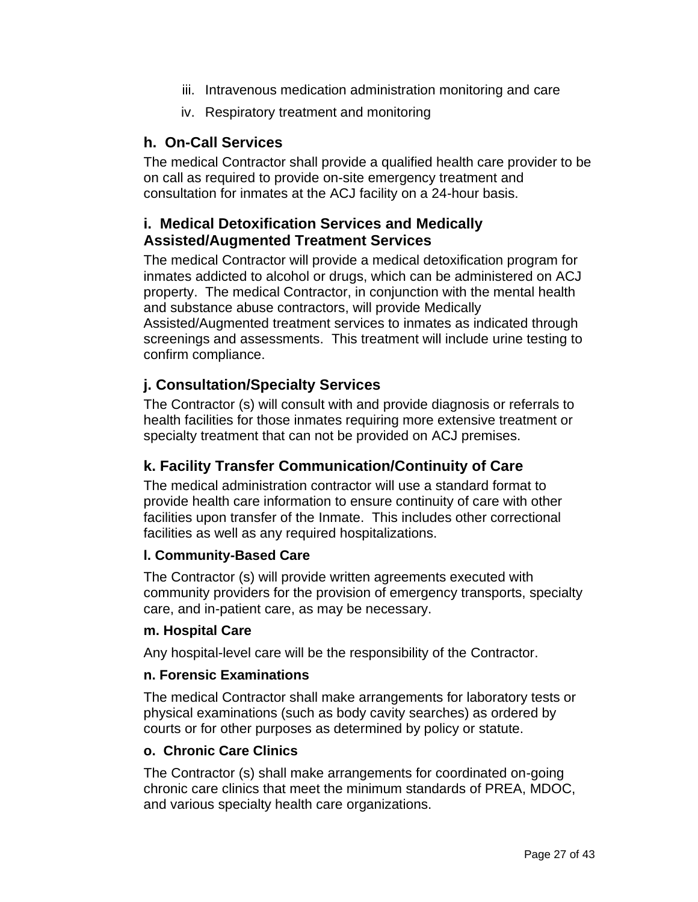iii. Intravenous medication administration monitoring and care

iv. Respiratory treatment and monitoring

### h. On-Call Services

The medical Contractor shall provide a qualified health care provider to be on call as required to provide on-site emergency treatment and consultation for inmates at the ACJ facility on a 24-hour basis.

### i. Medical Detoxification Services and Medically Assisted/Augmented Treatment Services

The medical Contractor will provide a medical detoxification program for inmates addicted to alcohol or drugs, which can be administered on ACJ property. The medical Contractor, in conjunction with the mental health and substance abuse contractors, will provide Medically Assisted/Augmented treatment services to inmates as indicated through screenings and assessments. This treatment will include urine testing to confirm compliance.

### j. Consultation/Specialty Services

The Contractor (s) will consult with and provide diagnosis or referrals to health facilities for those inmates requiring more extensive treatment or specialty treatment that can not be provided on ACJ premises.

### k. Facility Transfer Communication/Continuity of Care

The medical administration contractor will use a standard format to provide health care information to ensure continuity of care with other facilities upon transfer of the Inmate. This includes other correctional facilities as well as any required hospitalizations.

#### l. Community-Based Care

The Contractor (s) will provide written agreements executed with community providers for the provision of emergency transports, specialty care, and in-patient care, as may be necessary.

#### m. Hospital Care

Any hospital-level care will be the responsibility of the Contractor.

#### n. Forensic Examinations

The medical Contractor shall make arrangements for laboratory tests or physical examinations (such as body cavity searches) as ordered by courts or for other purposes as determined by policy or statute.

#### o. Chronic Care Clinics

The Contractor (s) shall make arrangements for coordinated on-going chronic care clinics that meet the minimum standards of PREA, MDOC, and various specialty health care organizations.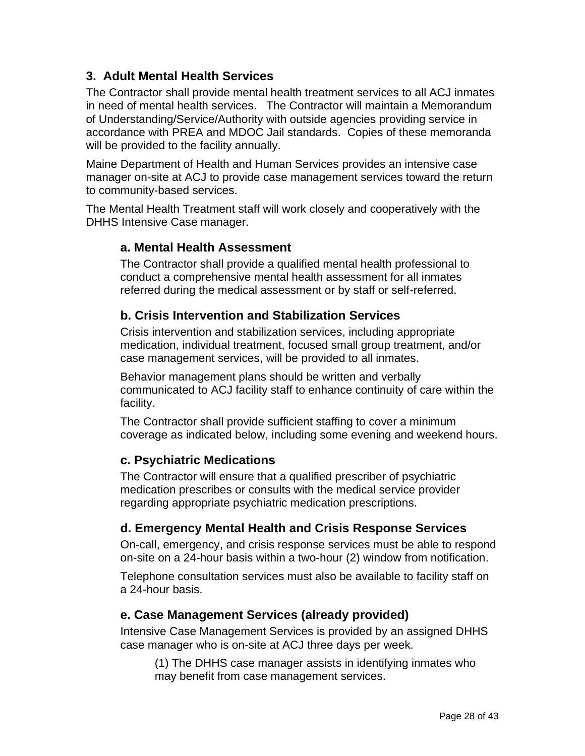## 3. Adult Mental Health Services

The Contractor shall provide mental health treatment services to all ACJ inmates in need of mental health services. The Contractor will maintain a Memorandum of Understanding/Service/Authority with outside agencies providing service in accordance with PREA and MDOC Jail standards. Copies of these memoranda will be provided to the facility annually.

Maine Department of Health and Human Services provides an intensive case manager on-site at ACJ to provide case management services toward the return to community-based services.

The Mental Health Treatment staff will work closely and cooperatively with the DHHS Intensive Case manager.

### a. Mental Health Assessment

The Contractor shall provide a qualified mental health professional to conduct a comprehensive mental health assessment for all inmates referred during the medical assessment or by staff or self-referred.

### b. Crisis Intervention and Stabilization Services

Crisis intervention and stabilization services, including appropriate medication, individual treatment, focused small group treatment, and/or case management services, will be provided to all inmates.

Behavior management plans should be written and verbally communicated to ACJ facility staff to enhance continuity of care within the facility.

The Contractor shall provide sufficient staffing to cover a minimum coverage as indicated below, including some evening and weekend hours.

### c. Psychiatric Medications

The Contractor will ensure that a qualified prescriber of psychiatric medication prescribes or consults with the medical service provider regarding appropriate psychiatric medication prescriptions.

### d. Emergency Mental Health and Crisis Response Services

On-call, emergency, and crisis response services must be able to respond on-site on a 24-hour basis within a two-hour (2) window from notification.

Telephone consultation services must also be available to facility staff on a 24-hour basis.

### e. Case Management Services (already provided)

Intensive Case Management Services is provided by an assigned DHHS case manager who is on-site at ACJ three days per week.

(1) The DHHS case manager assists in identifying inmates who may benefit from case management services.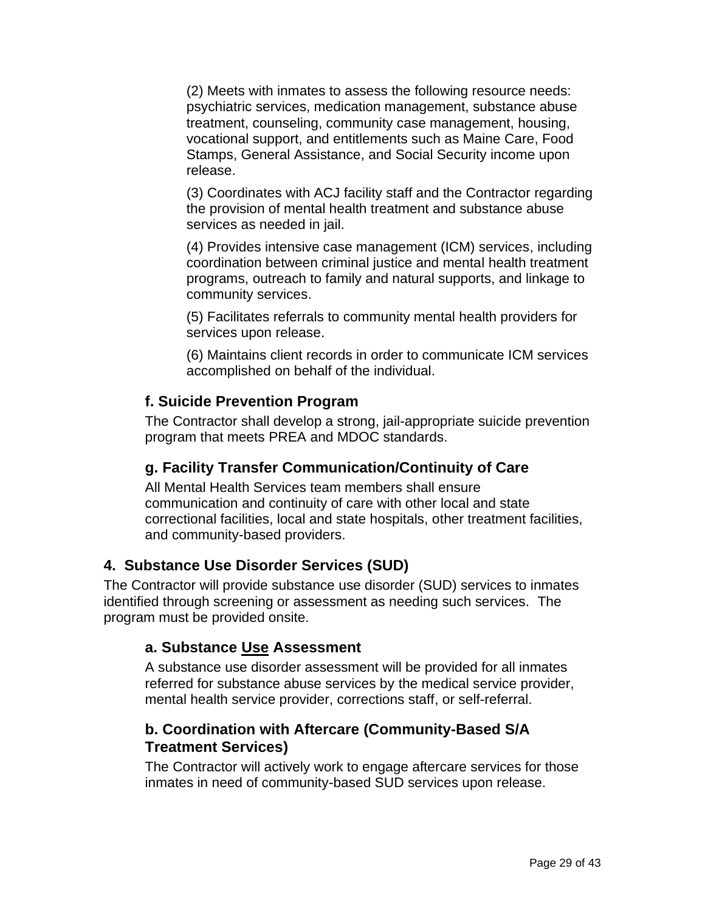(2) Meets with inmates to assess the following resource needs: psychiatric services, medication management, substance abuse treatment, counseling, community case management, housing, vocational support, and entitlements such as Maine Care, Food Stamps, General Assistance, and Social Security income upon release.

(3) Coordinates with ACJ facility staff and the Contractor regarding the provision of mental health treatment and substance abuse services as needed in jail.

(4) Provides intensive case management (ICM) services, including coordination between criminal justice and mental health treatment programs, outreach to family and natural supports, and linkage to community services.

(5) Facilitates referrals to community mental health providers for services upon release.

(6) Maintains client records in order to communicate ICM services accomplished on behalf of the individual.

### f. Suicide Prevention Program

The Contractor shall develop a strong, jail-appropriate suicide prevention program that meets PREA and MDOC standards.

### g. Facility Transfer Communication/Continuity of Care

All Mental Health Services team members shall ensure communication and continuity of care with other local and state correctional facilities, local and state hospitals, other treatment facilities, and community-based providers.

## 4. Substance Use Disorder Services (SUD)

The Contractor will provide substance use disorder (SUD) services to inmates identified through screening or assessment as needing such services. The program must be provided onsite.

### a. Substance <u>Use</u> Assessment

A substance use disorder assessment will be provided for all inmates referred for substance abuse services by the medical service provider, mental health service provider, corrections staff, or self-referral.

### b. Coordination with Aftercare (Community-Based S/A Treatment Services)

The Contractor will actively work to engage aftercare services for those inmates in need of community-based SUD services upon release.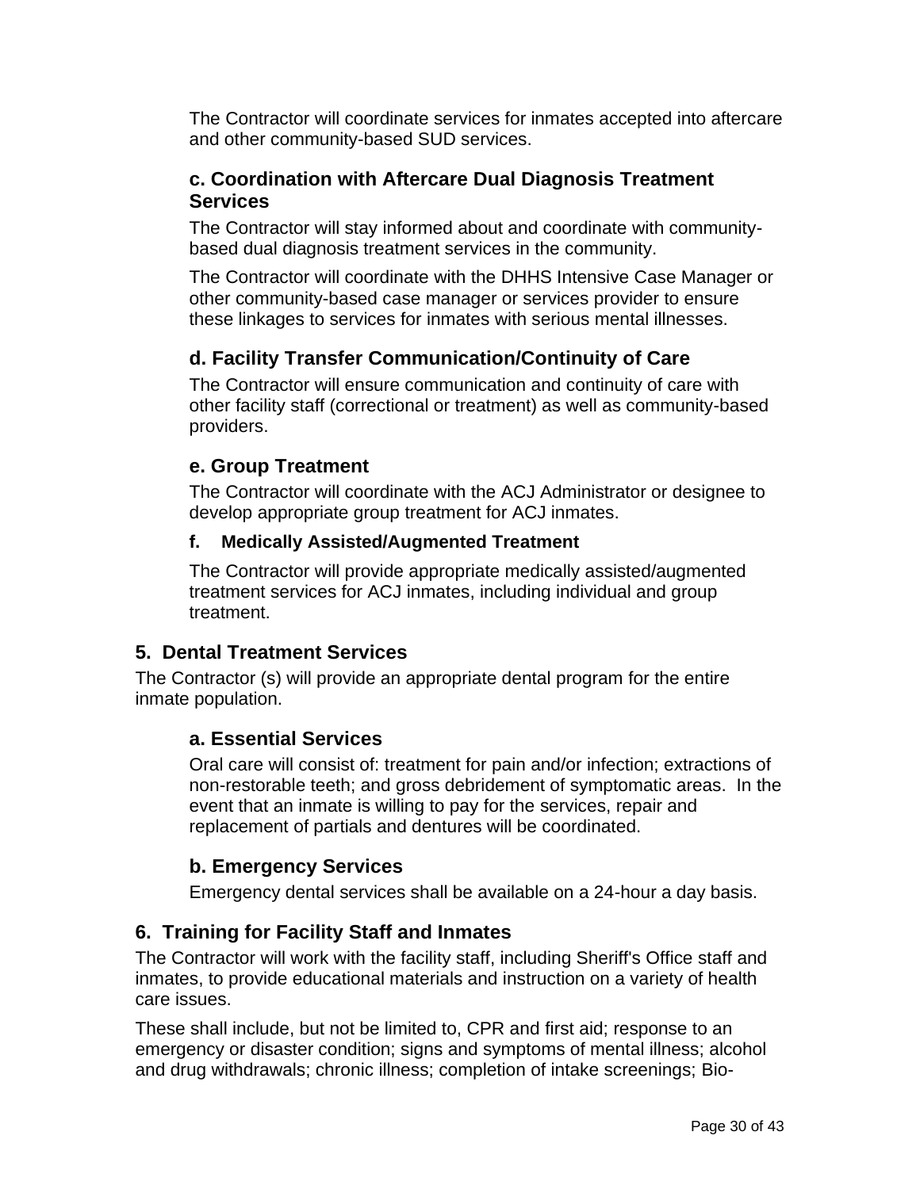The Contractor will coordinate services for inmates accepted into aftercare and other community-based SUD services.

### c. Coordination with Aftercare Dual Diagnosis Treatment Services

The Contractor will stay informed about and coordinate with community-based dual diagnosis treatment services in the community.

The Contractor will coordinate with the DHHS Intensive Case Manager or other community-based case manager or services provider to ensure these linkages to services for inmates with serious mental illnesses.

### d. Facility Transfer Communication/Continuity of Care

The Contractor will ensure communication and continuity of care with other facility staff (correctional or treatment) as well as community-based providers.

### e. Group Treatment

The Contractor will coordinate with the ACJ Administrator or designee to develop appropriate group treatment for ACJ inmates.

#### f. Medically Assisted/Augmented Treatment

The Contractor will provide appropriate medically assisted/augmented treatment services for ACJ inmates, including individual and group treatment.

## 5. Dental Treatment Services

The Contractor (s) will provide an appropriate dental program for the entire inmate population.

### a. Essential Services

Oral care will consist of: treatment for pain and/or infection; extractions of non-restorable teeth; and gross debridement of symptomatic areas. In the event that an inmate is willing to pay for the services, repair and replacement of partials and dentures will be coordinated.

### b. Emergency Services

Emergency dental services shall be available on a 24-hour a day basis.

## 6. Training for Facility Staff and Inmates

The Contractor will work with the facility staff, including Sheriff's Office staff and inmates, to provide educational materials and instruction on a variety of health care issues.

These shall include, but not be limited to, CPR and first aid; response to an emergency or disaster condition; signs and symptoms of mental illness; alcohol and drug withdrawals; chronic illness; completion of intake screenings; Bio-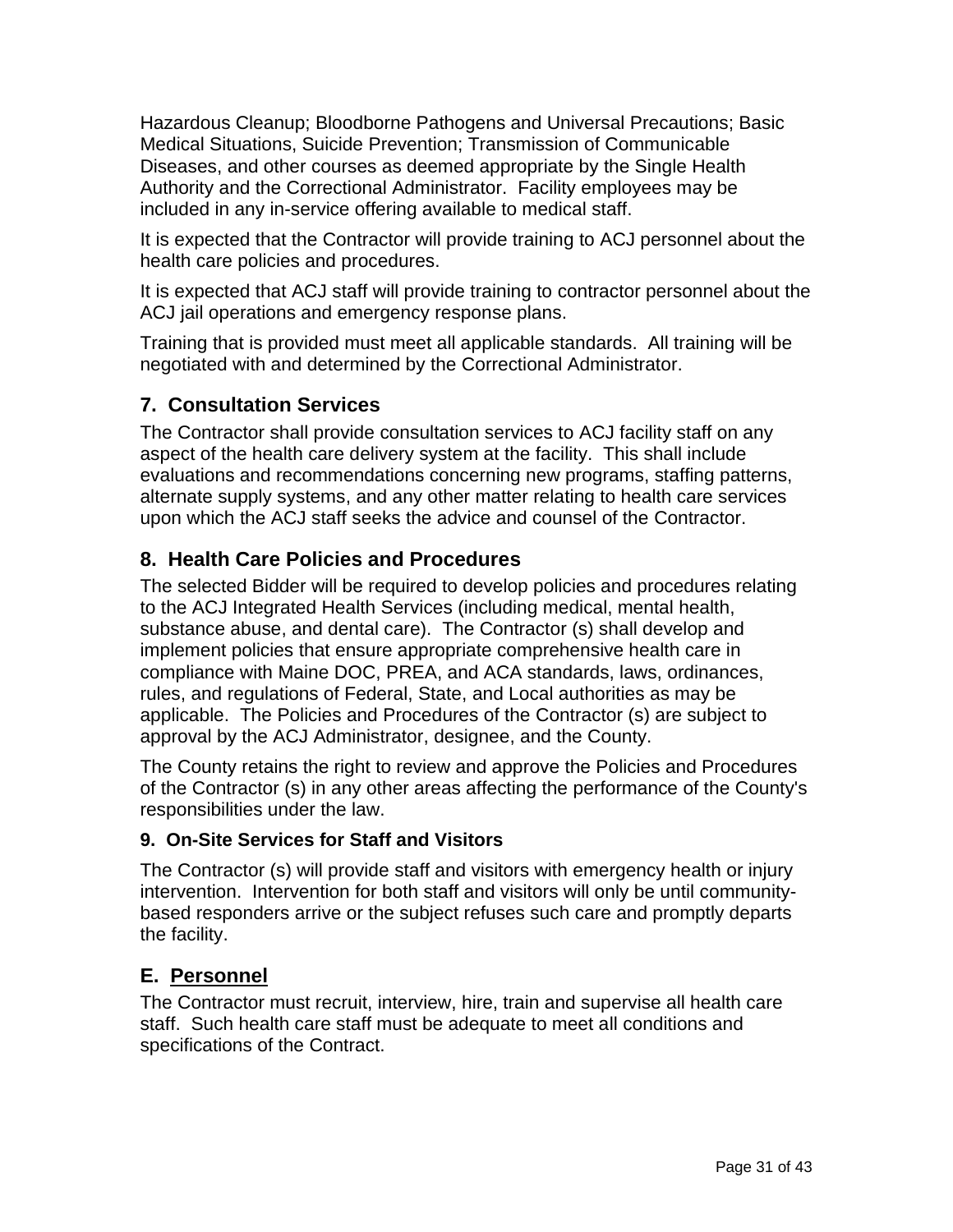Hazardous Cleanup; Bloodborne Pathogens and Universal Precautions; Basic Medical Situations, Suicide Prevention; Transmission of Communicable Diseases, and other courses as deemed appropriate by the Single Health Authority and the Correctional Administrator. Facility employees may be included in any in-service offering available to medical staff.

It is expected that the Contractor will provide training to ACJ personnel about the health care policies and procedures.

It is expected that ACJ staff will provide training to contractor personnel about the ACJ jail operations and emergency response plans.

Training that is provided must meet all applicable standards. All training will be negotiated with and determined by the Correctional Administrator.

## 7. Consultation Services

The Contractor shall provide consultation services to ACJ facility staff on any aspect of the health care delivery system at the facility. This shall include evaluations and recommendations concerning new programs, staffing patterns, alternate supply systems, and any other matter relating to health care services upon which the ACJ staff seeks the advice and counsel of the Contractor.

## 8. Health Care Policies and Procedures

The selected Bidder will be required to develop policies and procedures relating to the ACJ Integrated Health Services (including medical, mental health, substance abuse, and dental care). The Contractor (s) shall develop and implement policies that ensure appropriate comprehensive health care in compliance with Maine DOC, PREA, and ACA standards, laws, ordinances, rules, and regulations of Federal, State, and Local authorities as may be applicable. The Policies and Procedures of the Contractor (s) are subject to approval by the ACJ Administrator, designee, and the County.

The County retains the right to review and approve the Policies and Procedures of the Contractor (s) in any other areas affecting the performance of the County's responsibilities under the law.

### 9. On-Site Services for Staff and Visitors

The Contractor (s) will provide staff and visitors with emergency health or injury intervention. Intervention for both staff and visitors will only be until community-based responders arrive or the subject refuses such care and promptly departs the facility.

## E. Personnel

The Contractor must recruit, interview, hire, train and supervise all health care staff. Such health care staff must be adequate to meet all conditions and specifications of the Contract.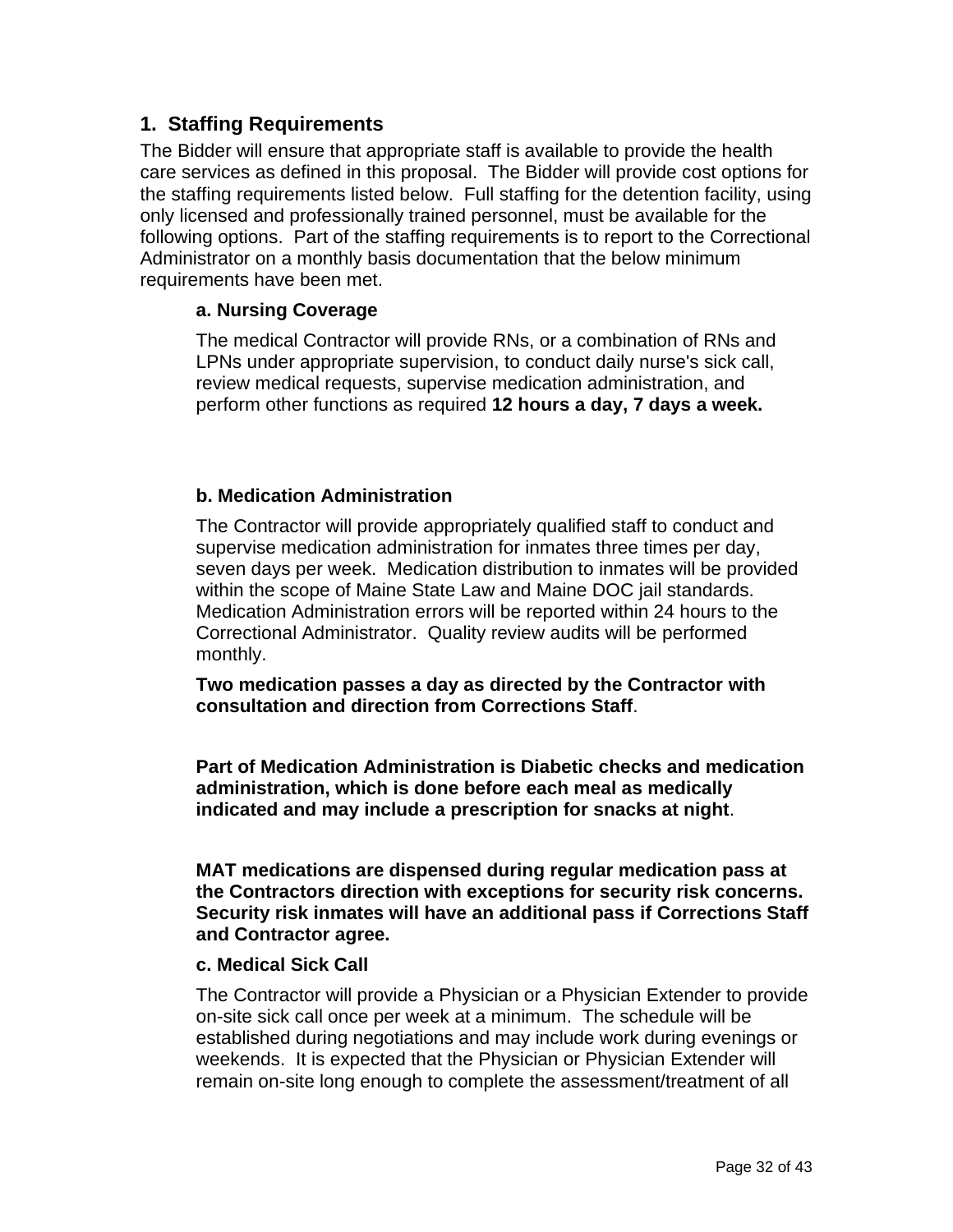## 1. Staffing Requirements

The Bidder will ensure that appropriate staff is available to provide the health care services as defined in this proposal. The Bidder will provide cost options for the staffing requirements listed below. Full staffing for the detention facility, using only licensed and professionally trained personnel, must be available for the following options. Part of the staffing requirements is to report to the Correctional Administrator on a monthly basis documentation that the below minimum requirements have been met.

### a. Nursing Coverage

The medical Contractor will provide RNs, or a combination of RNs and LPNs under appropriate supervision, to conduct daily nurse's sick call, review medical requests, supervise medication administration, and perform other functions as required **12 hours a day, 7 days a week.**

### b. Medication Administration

The Contractor will provide appropriately qualified staff to conduct and supervise medication administration for inmates three times per day, seven days per week. Medication distribution to inmates will be provided within the scope of Maine State Law and Maine DOC jail standards. Medication Administration errors will be reported within 24 hours to the Correctional Administrator. Quality review audits will be performed monthly.

**Two medication passes a day as directed by the Contractor with consultation and direction from Corrections Staff**.

**Part of Medication Administration is Diabetic checks and medication administration, which is done before each meal as medically indicated and may include a prescription for snacks at night**.

**MAT medications are dispensed during regular medication pass at the Contractors direction with exceptions for security risk concerns. Security risk inmates will have an additional pass if Corrections Staff and Contractor agree.**

### c. Medical Sick Call

The Contractor will provide a Physician or a Physician Extender to provide on-site sick call once per week at a minimum. The schedule will be established during negotiations and may include work during evenings or weekends. It is expected that the Physician or Physician Extender will remain on-site long enough to complete the assessment/treatment of all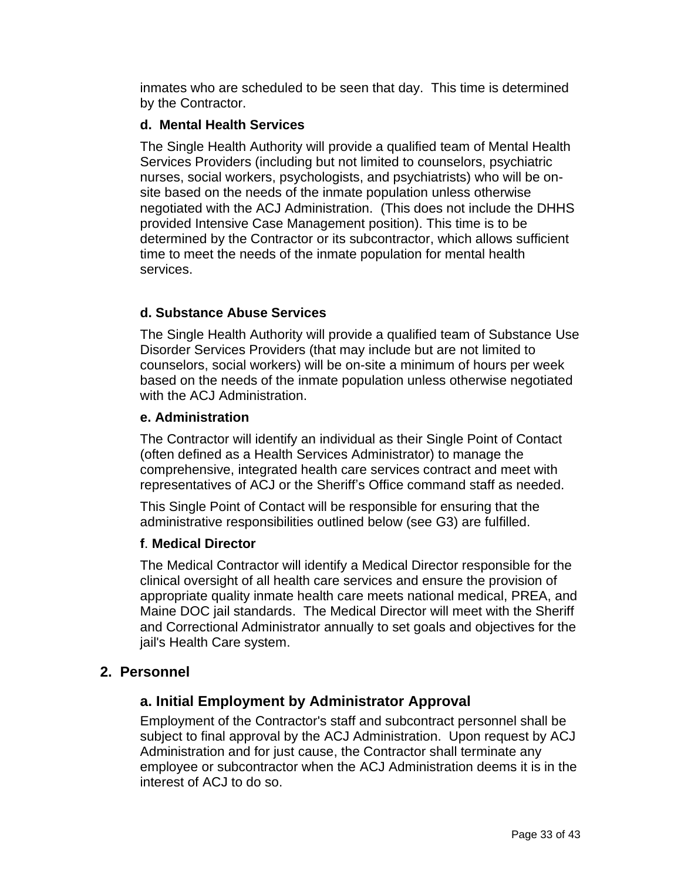inmates who are scheduled to be seen that day. This time is determined by the Contractor.

#### d. Mental Health Services

The Single Health Authority will provide a qualified team of Mental Health Services Providers (including but not limited to counselors, psychiatric nurses, social workers, psychologists, and psychiatrists) who will be on-site based on the needs of the inmate population unless otherwise negotiated with the ACJ Administration. (This does not include the DHHS provided Intensive Case Management position). This time is to be determined by the Contractor or its subcontractor, which allows sufficient time to meet the needs of the inmate population for mental health services.

#### d. Substance Abuse Services

The Single Health Authority will provide a qualified team of Substance Use Disorder Services Providers (that may include but are not limited to counselors, social workers) will be on-site a minimum of hours per week based on the needs of the inmate population unless otherwise negotiated with the ACJ Administration.

#### e. Administration

The Contractor will identify an individual as their Single Point of Contact (often defined as a Health Services Administrator) to manage the comprehensive, integrated health care services contract and meet with representatives of ACJ or the Sheriff's Office command staff as needed.

This Single Point of Contact will be responsible for ensuring that the administrative responsibilities outlined below (see G3) are fulfilled.

#### f. Medical Director

The Medical Contractor will identify a Medical Director responsible for the clinical oversight of all health care services and ensure the provision of appropriate quality inmate health care meets national medical, PREA, and Maine DOC jail standards. The Medical Director will meet with the Sheriff and Correctional Administrator annually to set goals and objectives for the jail's Health Care system.

## 2. Personnel

### a. Initial Employment by Administrator Approval

Employment of the Contractor's staff and subcontract personnel shall be subject to final approval by the ACJ Administration. Upon request by ACJ Administration and for just cause, the Contractor shall terminate any employee or subcontractor when the ACJ Administration deems it is in the interest of ACJ to do so.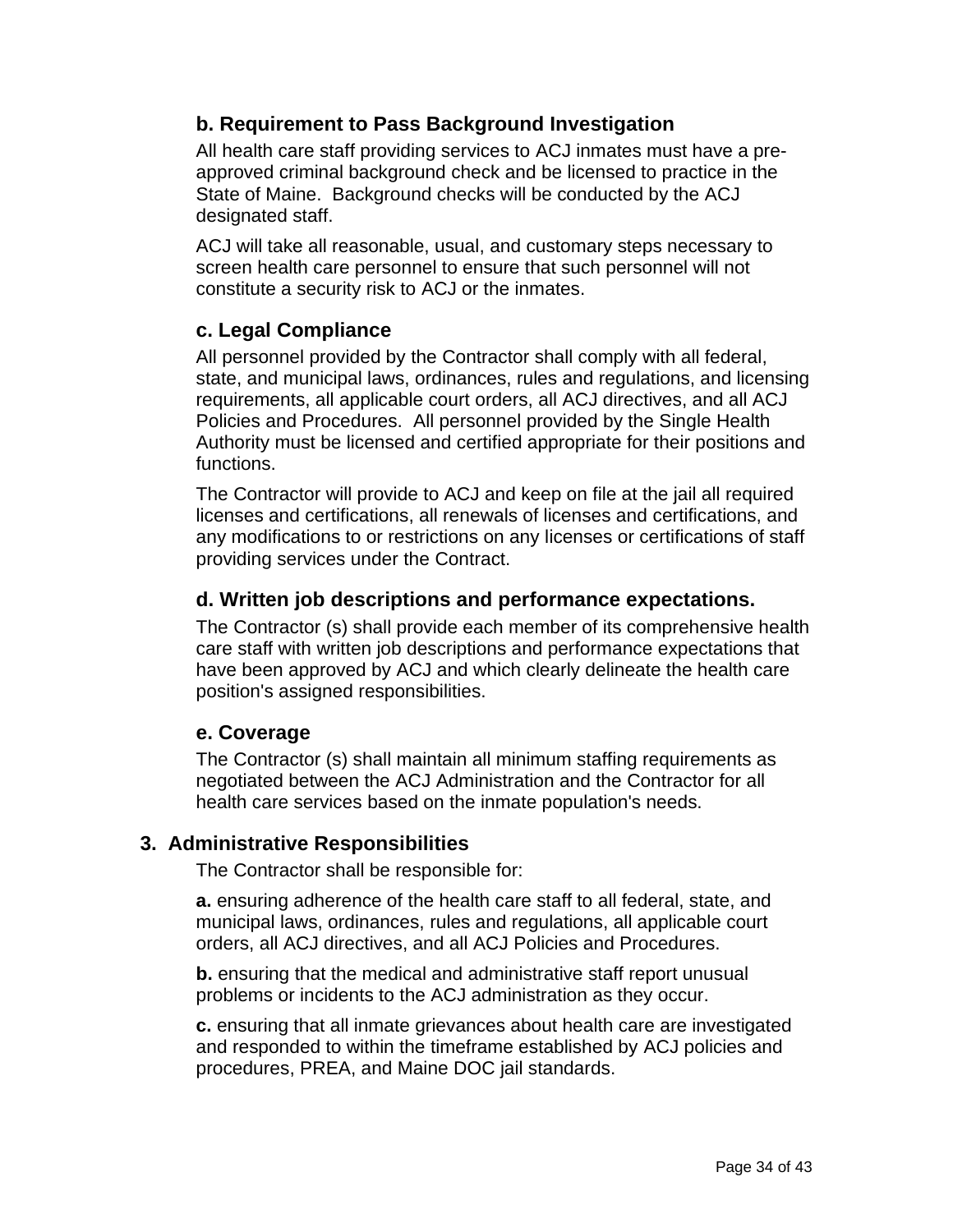#### b. Requirement to Pass Background Investigation

All health care staff providing services to ACJ inmates must have a pre-approved criminal background check and be licensed to practice in the State of Maine. Background checks will be conducted by the ACJ designated staff.

ACJ will take all reasonable, usual, and customary steps necessary to screen health care personnel to ensure that such personnel will not constitute a security risk to ACJ or the inmates.

#### c. Legal Compliance

All personnel provided by the Contractor shall comply with all federal, state, and municipal laws, ordinances, rules and regulations, and licensing requirements, all applicable court orders, all ACJ directives, and all ACJ Policies and Procedures. All personnel provided by the Single Health Authority must be licensed and certified appropriate for their positions and functions.

The Contractor will provide to ACJ and keep on file at the jail all required licenses and certifications, all renewals of licenses and certifications, and any modifications to or restrictions on any licenses or certifications of staff providing services under the Contract.

#### d. Written job descriptions and performance expectations.

The Contractor (s) shall provide each member of its comprehensive health care staff with written job descriptions and performance expectations that have been approved by ACJ and which clearly delineate the health care position's assigned responsibilities.

#### e. Coverage

The Contractor (s) shall maintain all minimum staffing requirements as negotiated between the ACJ Administration and the Contractor for all health care services based on the inmate population's needs.

### 3. Administrative Responsibilities

The Contractor shall be responsible for:

**a.** ensuring adherence of the health care staff to all federal, state, and municipal laws, ordinances, rules and regulations, all applicable court orders, all ACJ directives, and all ACJ Policies and Procedures.

**b.** ensuring that the medical and administrative staff report unusual problems or incidents to the ACJ administration as they occur.

**c.** ensuring that all inmate grievances about health care are investigated and responded to within the timeframe established by ACJ policies and procedures, PREA, and Maine DOC jail standards.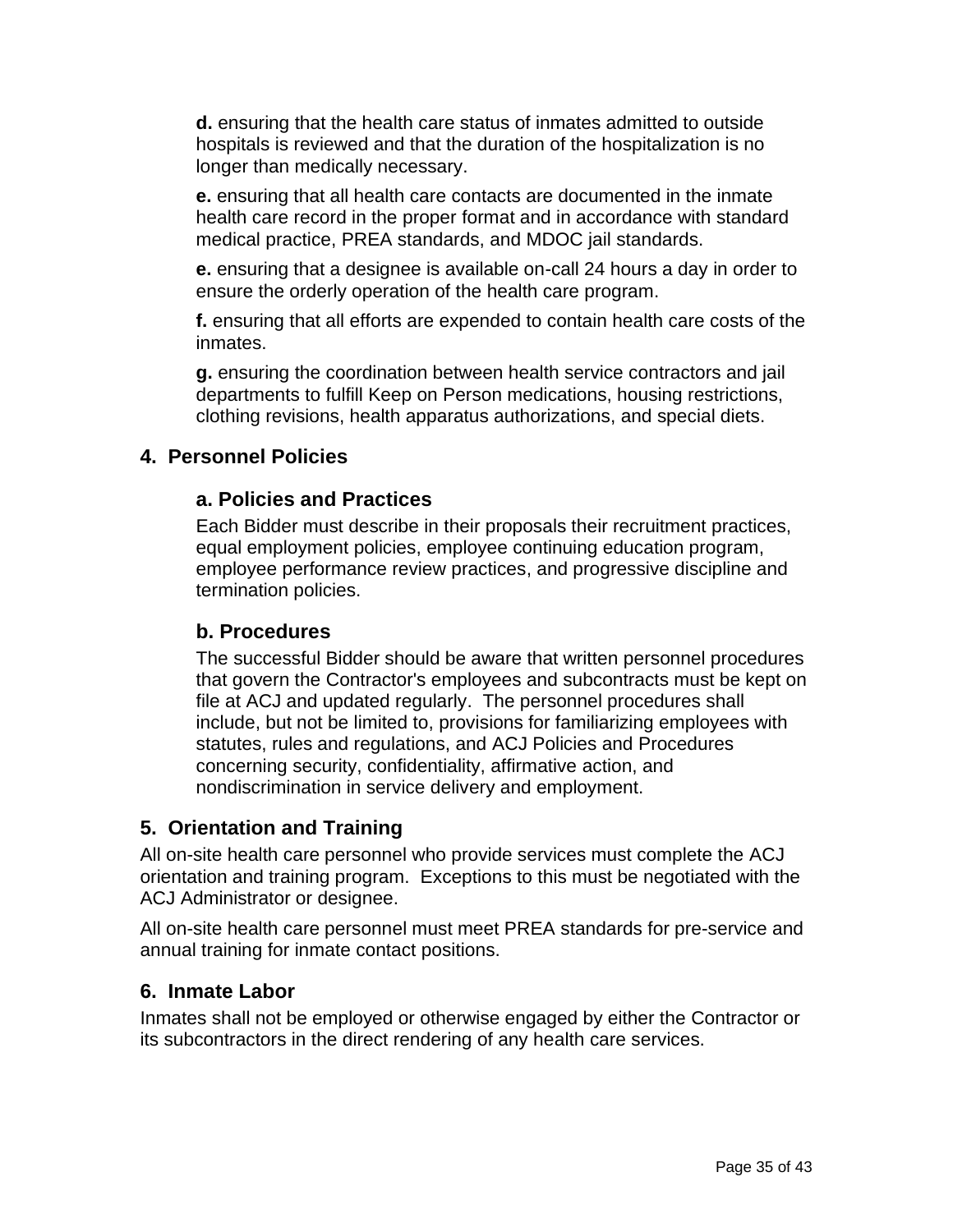**d.** ensuring that the health care status of inmates admitted to outside hospitals is reviewed and that the duration of the hospitalization is no longer than medically necessary.

**e.** ensuring that all health care contacts are documented in the inmate health care record in the proper format and in accordance with standard medical practice, PREA standards, and MDOC jail standards.

**e.** ensuring that a designee is available on-call 24 hours a day in order to ensure the orderly operation of the health care program.

**f.** ensuring that all efforts are expended to contain health care costs of the inmates.

**g.** ensuring the coordination between health service contractors and jail departments to fulfill Keep on Person medications, housing restrictions, clothing revisions, health apparatus authorizations, and special diets.

## 4. Personnel Policies

### a. Policies and Practices

Each Bidder must describe in their proposals their recruitment practices, equal employment policies, employee continuing education program, employee performance review practices, and progressive discipline and termination policies.

### b. Procedures

The successful Bidder should be aware that written personnel procedures that govern the Contractor's employees and subcontracts must be kept on file at ACJ and updated regularly. The personnel procedures shall include, but not be limited to, provisions for familiarizing employees with statutes, rules and regulations, and ACJ Policies and Procedures concerning security, confidentiality, affirmative action, and nondiscrimination in service delivery and employment.

## 5. Orientation and Training

All on-site health care personnel who provide services must complete the ACJ orientation and training program. Exceptions to this must be negotiated with the ACJ Administrator or designee.

All on-site health care personnel must meet PREA standards for pre-service and annual training for inmate contact positions.

## 6. Inmate Labor

Inmates shall not be employed or otherwise engaged by either the Contractor or its subcontractors in the direct rendering of any health care services.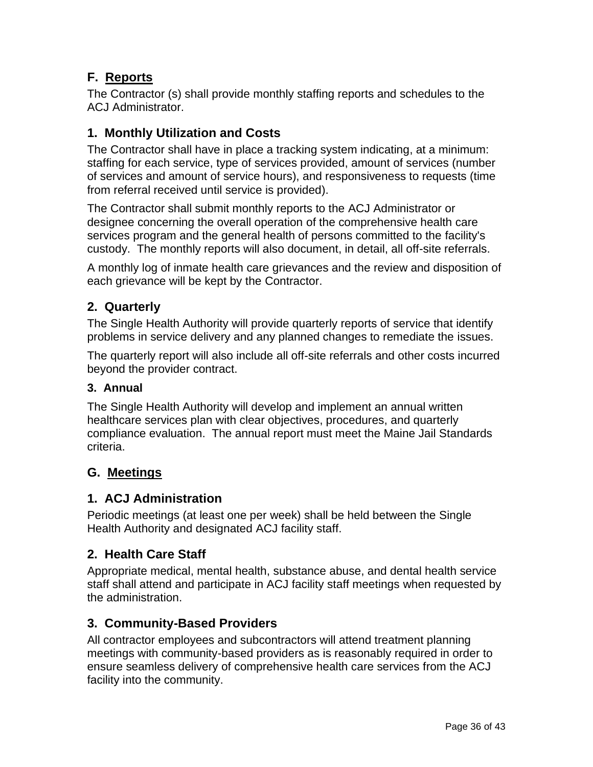## F. <u>Reports</u>

The Contractor (s) shall provide monthly staffing reports and schedules to the ACJ Administrator.

### 1. Monthly Utilization and Costs

The Contractor shall have in place a tracking system indicating, at a minimum: staffing for each service, type of services provided, amount of services (number of services and amount of service hours), and responsiveness to requests (time from referral received until service is provided).

The Contractor shall submit monthly reports to the ACJ Administrator or designee concerning the overall operation of the comprehensive health care services program and the general health of persons committed to the facility's custody. The monthly reports will also document, in detail, all off-site referrals.

A monthly log of inmate health care grievances and the review and disposition of each grievance will be kept by the Contractor.

### 2. Quarterly

The Single Health Authority will provide quarterly reports of service that identify problems in service delivery and any planned changes to remediate the issues.

The quarterly report will also include all off-site referrals and other costs incurred beyond the provider contract.

#### 3. Annual

The Single Health Authority will develop and implement an annual written healthcare services plan with clear objectives, procedures, and quarterly compliance evaluation. The annual report must meet the Maine Jail Standards criteria.

## G. <u>Meetings</u>

### 1. ACJ Administration

Periodic meetings (at least one per week) shall be held between the Single Health Authority and designated ACJ facility staff.

### 2. Health Care Staff

Appropriate medical, mental health, substance abuse, and dental health service staff shall attend and participate in ACJ facility staff meetings when requested by the administration.

### 3. Community-Based Providers

All contractor employees and subcontractors will attend treatment planning meetings with community-based providers as is reasonably required in order to ensure seamless delivery of comprehensive health care services from the ACJ facility into the community.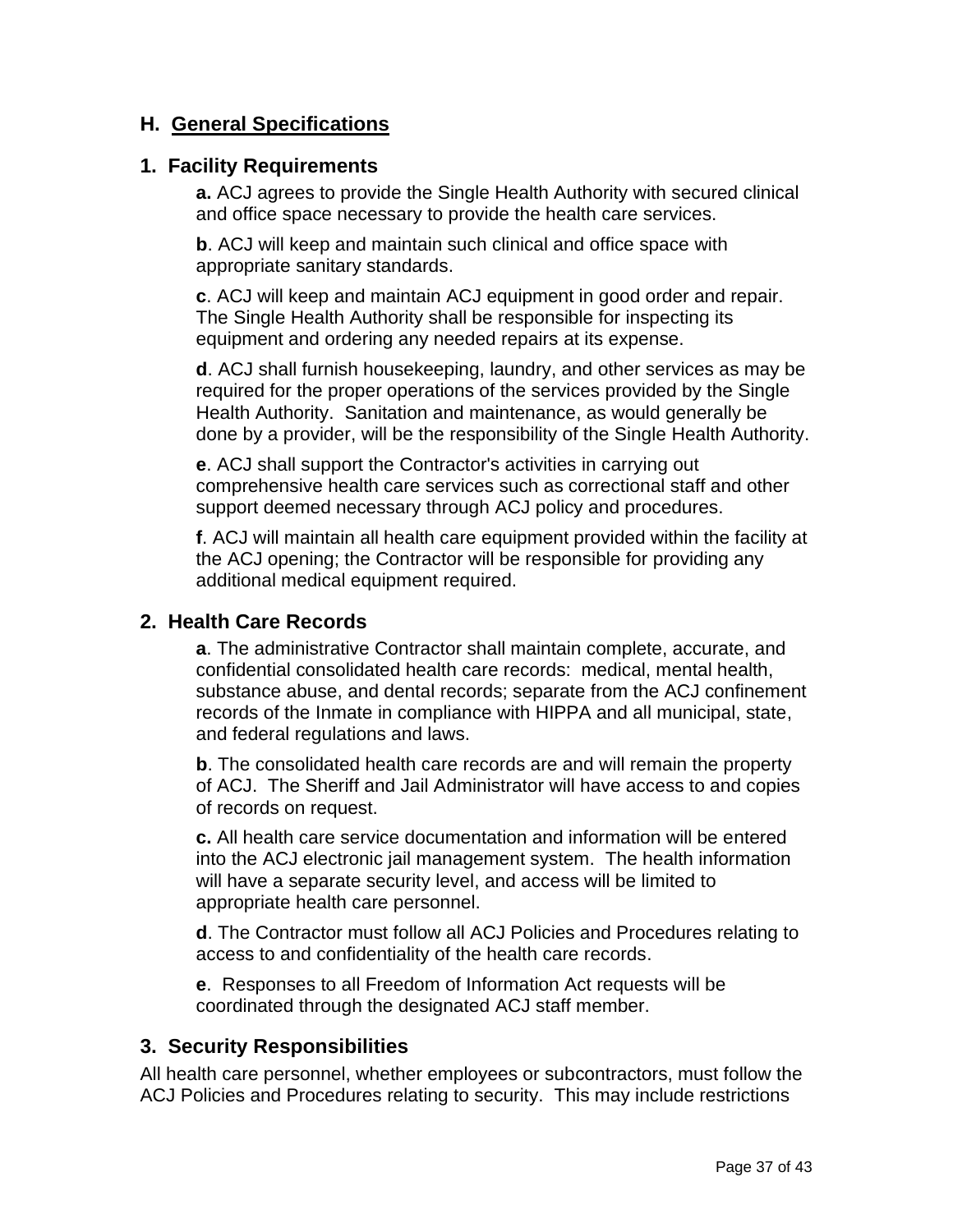## H. General Specifications

### 1. Facility Requirements

**a.** ACJ agrees to provide the Single Health Authority with secured clinical and office space necessary to provide the health care services.

**b**. ACJ will keep and maintain such clinical and office space with appropriate sanitary standards.

**c**. ACJ will keep and maintain ACJ equipment in good order and repair. The Single Health Authority shall be responsible for inspecting its equipment and ordering any needed repairs at its expense.

**d**. ACJ shall furnish housekeeping, laundry, and other services as may be required for the proper operations of the services provided by the Single Health Authority. Sanitation and maintenance, as would generally be done by a provider, will be the responsibility of the Single Health Authority.

**e**. ACJ shall support the Contractor's activities in carrying out comprehensive health care services such as correctional staff and other support deemed necessary through ACJ policy and procedures.

**f**. ACJ will maintain all health care equipment provided within the facility at the ACJ opening; the Contractor will be responsible for providing any additional medical equipment required.

### 2. Health Care Records

**a**. The administrative Contractor shall maintain complete, accurate, and confidential consolidated health care records: medical, mental health, substance abuse, and dental records; separate from the ACJ confinement records of the Inmate in compliance with HIPPA and all municipal, state, and federal regulations and laws.

**b**. The consolidated health care records are and will remain the property of ACJ. The Sheriff and Jail Administrator will have access to and copies of records on request.

**c.** All health care service documentation and information will be entered into the ACJ electronic jail management system. The health information will have a separate security level, and access will be limited to appropriate health care personnel.

**d**. The Contractor must follow all ACJ Policies and Procedures relating to access to and confidentiality of the health care records.

**e**. Responses to all Freedom of Information Act requests will be coordinated through the designated ACJ staff member.

### 3. Security Responsibilities

All health care personnel, whether employees or subcontractors, must follow the ACJ Policies and Procedures relating to security. This may include restrictions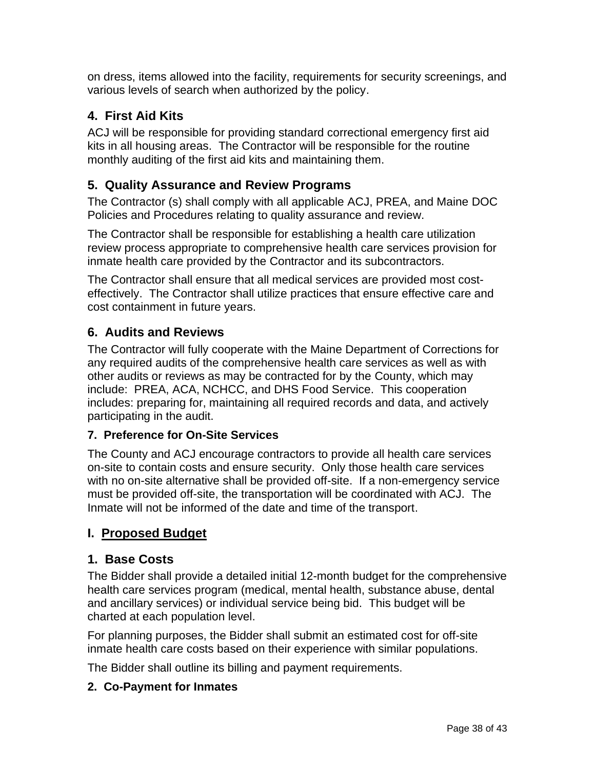on dress, items allowed into the facility, requirements for security screenings, and various levels of search when authorized by the policy.

### 4. First Aid Kits

ACJ will be responsible for providing standard correctional emergency first aid kits in all housing areas. The Contractor will be responsible for the routine monthly auditing of the first aid kits and maintaining them.

### 5. Quality Assurance and Review Programs

The Contractor (s) shall comply with all applicable ACJ, PREA, and Maine DOC Policies and Procedures relating to quality assurance and review.

The Contractor shall be responsible for establishing a health care utilization review process appropriate to comprehensive health care services provision for inmate health care provided by the Contractor and its subcontractors.

The Contractor shall ensure that all medical services are provided most cost-effectively. The Contractor shall utilize practices that ensure effective care and cost containment in future years.

### 6. Audits and Reviews

The Contractor will fully cooperate with the Maine Department of Corrections for any required audits of the comprehensive health care services as well as with other audits or reviews as may be contracted for by the County, which may include: PREA, ACA, NCHCC, and DHS Food Service. This cooperation includes: preparing for, maintaining all required records and data, and actively participating in the audit.

#### 7. Preference for On-Site Services

The County and ACJ encourage contractors to provide all health care services on-site to contain costs and ensure security. Only those health care services with no on-site alternative shall be provided off-site. If a non-emergency service must be provided off-site, the transportation will be coordinated with ACJ. The Inmate will not be informed of the date and time of the transport.

## I. <u>Proposed Budget</u>

### 1. Base Costs

The Bidder shall provide a detailed initial 12-month budget for the comprehensive health care services program (medical, mental health, substance abuse, dental and ancillary services) or individual service being bid. This budget will be charted at each population level.

For planning purposes, the Bidder shall submit an estimated cost for off-site inmate health care costs based on their experience with similar populations.

The Bidder shall outline its billing and payment requirements.

#### 2. Co-Payment for Inmates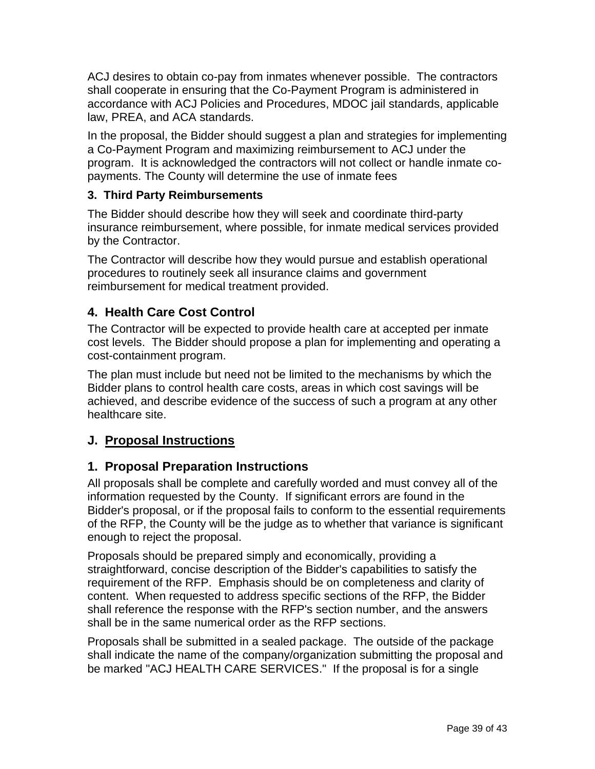ACJ desires to obtain co-pay from inmates whenever possible. The contractors shall cooperate in ensuring that the Co-Payment Program is administered in accordance with ACJ Policies and Procedures, MDOC jail standards, applicable law, PREA, and ACA standards.

In the proposal, the Bidder should suggest a plan and strategies for implementing a Co-Payment Program and maximizing reimbursement to ACJ under the program. It is acknowledged the contractors will not collect or handle inmate co-payments. The County will determine the use of inmate fees

#### 3. Third Party Reimbursements

The Bidder should describe how they will seek and coordinate third-party insurance reimbursement, where possible, for inmate medical services provided by the Contractor.

The Contractor will describe how they would pursue and establish operational procedures to routinely seek all insurance claims and government reimbursement for medical treatment provided.

### 4. Health Care Cost Control

The Contractor will be expected to provide health care at accepted per inmate cost levels. The Bidder should propose a plan for implementing and operating a cost-containment program.

The plan must include but need not be limited to the mechanisms by which the Bidder plans to control health care costs, areas in which cost savings will be achieved, and describe evidence of the success of such a program at any other healthcare site.

## J. Proposal Instructions

### 1. Proposal Preparation Instructions

All proposals shall be complete and carefully worded and must convey all of the information requested by the County. If significant errors are found in the Bidder's proposal, or if the proposal fails to conform to the essential requirements of the RFP, the County will be the judge as to whether that variance is significant enough to reject the proposal.

Proposals should be prepared simply and economically, providing a straightforward, concise description of the Bidder's capabilities to satisfy the requirement of the RFP. Emphasis should be on completeness and clarity of content. When requested to address specific sections of the RFP, the Bidder shall reference the response with the RFP's section number, and the answers shall be in the same numerical order as the RFP sections.

Proposals shall be submitted in a sealed package. The outside of the package shall indicate the name of the company/organization submitting the proposal and be marked "ACJ HEALTH CARE SERVICES." If the proposal is for a single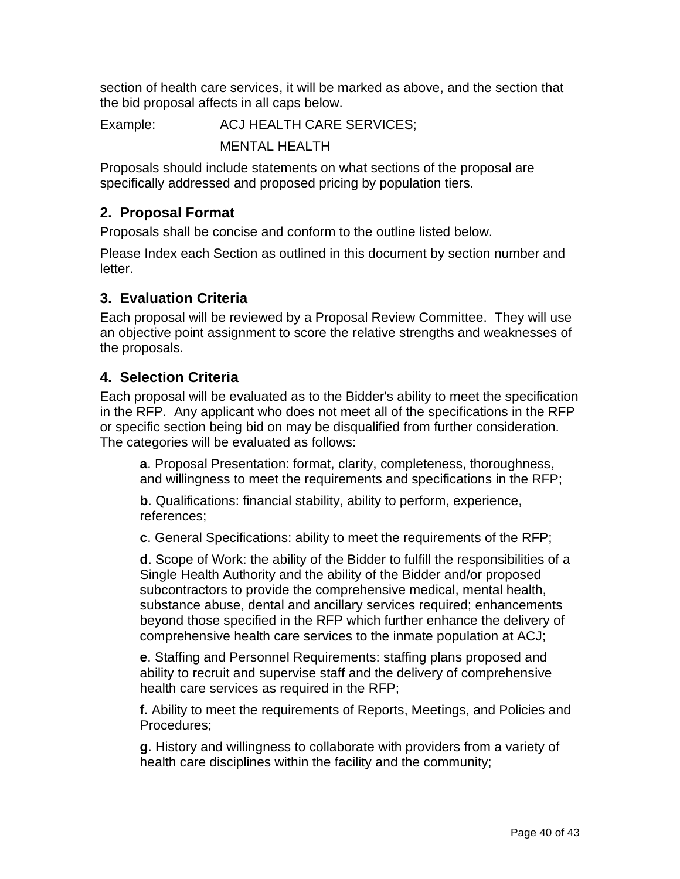section of health care services, it will be marked as above, and the section that the bid proposal affects in all caps below.

Example: ACJ HEALTH CARE SERVICES;

MENTAL HEALTH

Proposals should include statements on what sections of the proposal are specifically addressed and proposed pricing by population tiers.

## 2. Proposal Format

Proposals shall be concise and conform to the outline listed below.

Please Index each Section as outlined in this document by section number and letter.

## 3. Evaluation Criteria

Each proposal will be reviewed by a Proposal Review Committee. They will use an objective point assignment to score the relative strengths and weaknesses of the proposals.

## 4. Selection Criteria

Each proposal will be evaluated as to the Bidder's ability to meet the specification in the RFP. Any applicant who does not meet all of the specifications in the RFP or specific section being bid on may be disqualified from further consideration. The categories will be evaluated as follows:

**a**. Proposal Presentation: format, clarity, completeness, thoroughness, and willingness to meet the requirements and specifications in the RFP;

**b**. Qualifications: financial stability, ability to perform, experience, references;

**c**. General Specifications: ability to meet the requirements of the RFP;

**d**. Scope of Work: the ability of the Bidder to fulfill the responsibilities of a Single Health Authority and the ability of the Bidder and/or proposed subcontractors to provide the comprehensive medical, mental health, substance abuse, dental and ancillary services required; enhancements beyond those specified in the RFP which further enhance the delivery of comprehensive health care services to the inmate population at ACJ;

**e**. Staffing and Personnel Requirements: staffing plans proposed and ability to recruit and supervise staff and the delivery of comprehensive health care services as required in the RFP;

**f.** Ability to meet the requirements of Reports, Meetings, and Policies and Procedures;

**g**. History and willingness to collaborate with providers from a variety of health care disciplines within the facility and the community;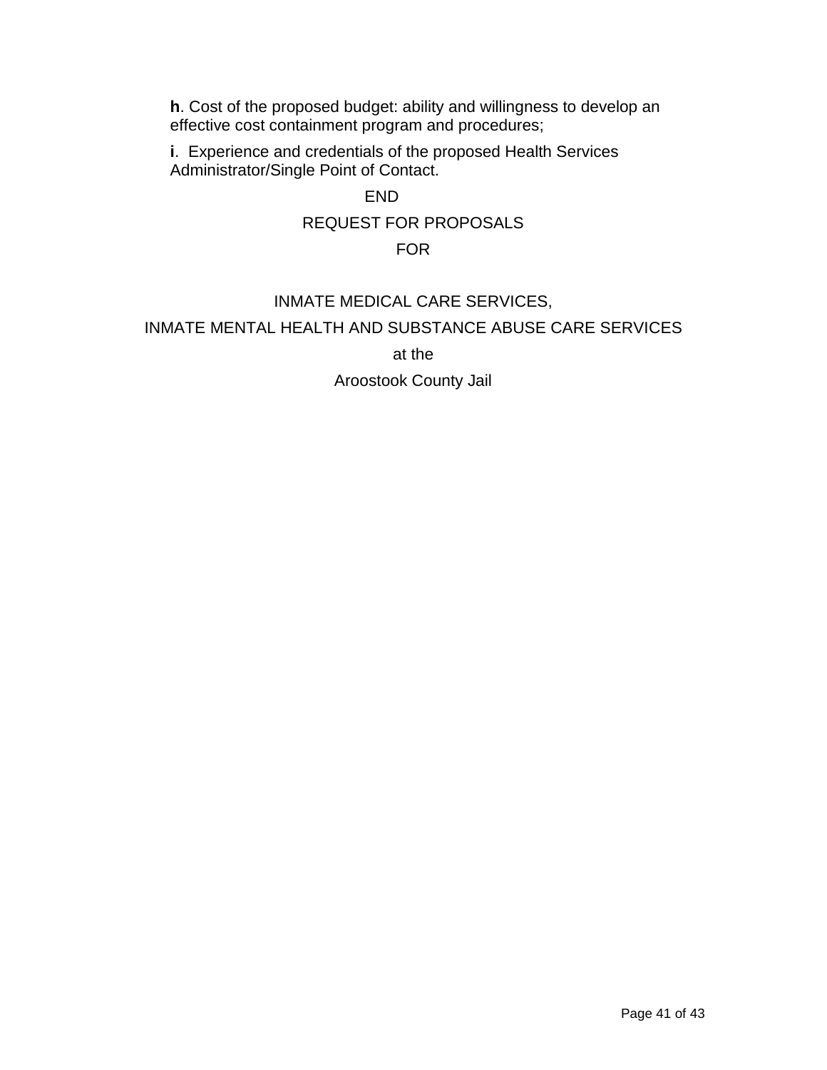**h**. Cost of the proposed budget: ability and willingness to develop an effective cost containment program and procedures;

**i**. Experience and credentials of the proposed Health Services Administrator/Single Point of Contact.

END

REQUEST FOR PROPOSALS

FOR

INMATE MEDICAL CARE SERVICES,

INMATE MENTAL HEALTH AND SUBSTANCE ABUSE CARE SERVICES

at the

Aroostook County Jail